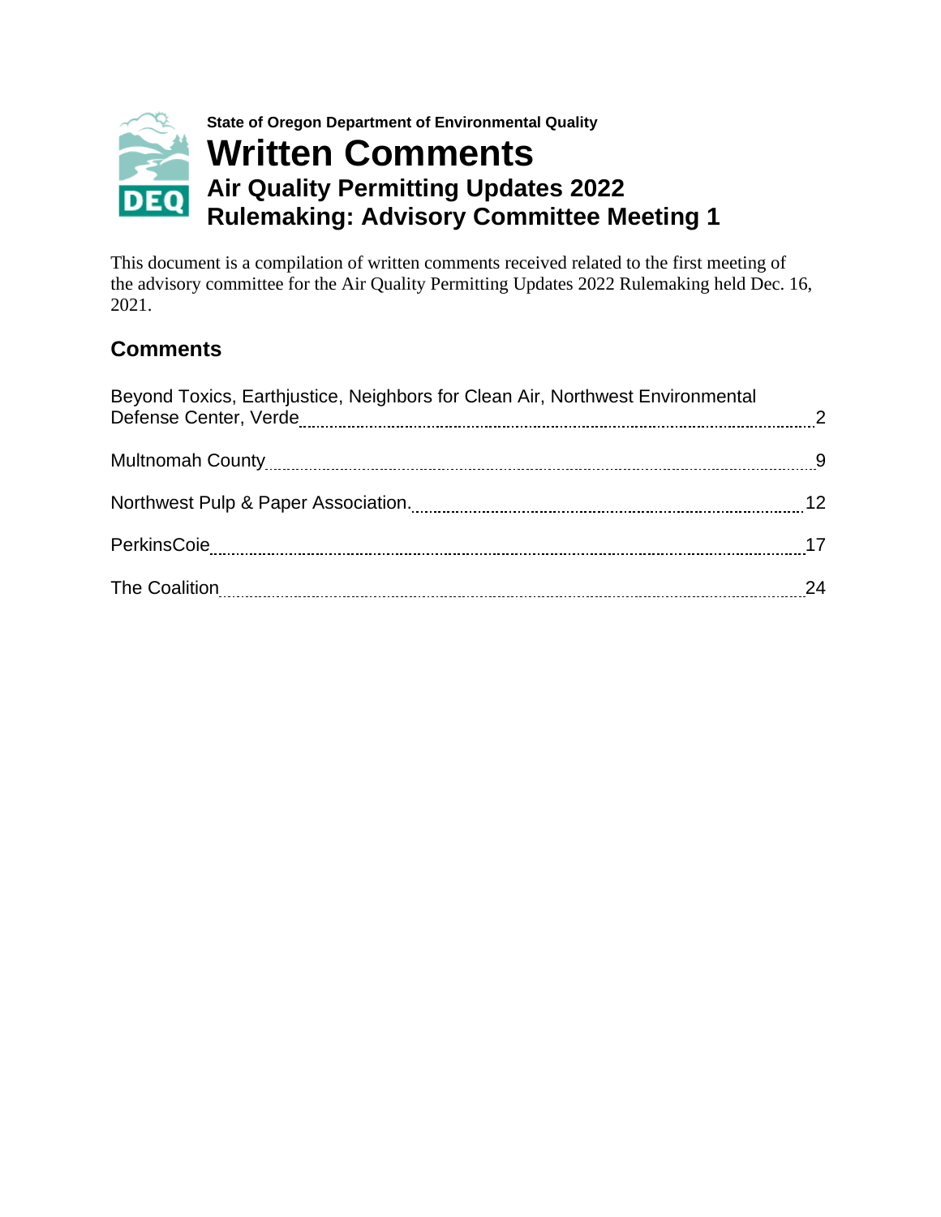State of Oregon Department of Environmental Quality

# Written Comments

## Air Quality Permitting Updates 2022 Rulemaking: Advisory Committee Meeting 1

This document is a compilation of written comments received related to the first meeting of the advisory committee for the Air Quality Permitting Updates 2022 Rulemaking held Dec. 16, 2021.

## Comments

Beyond Toxics, Earthjustice, Neighbors for Clean Air, Northwest Environmental Defense Center, Verde .......... 2

Multnomah County .......... 9

Northwest Pulp & Paper Association. .......... 12

PerkinsCoie .......... 17

The Coalition .......... 24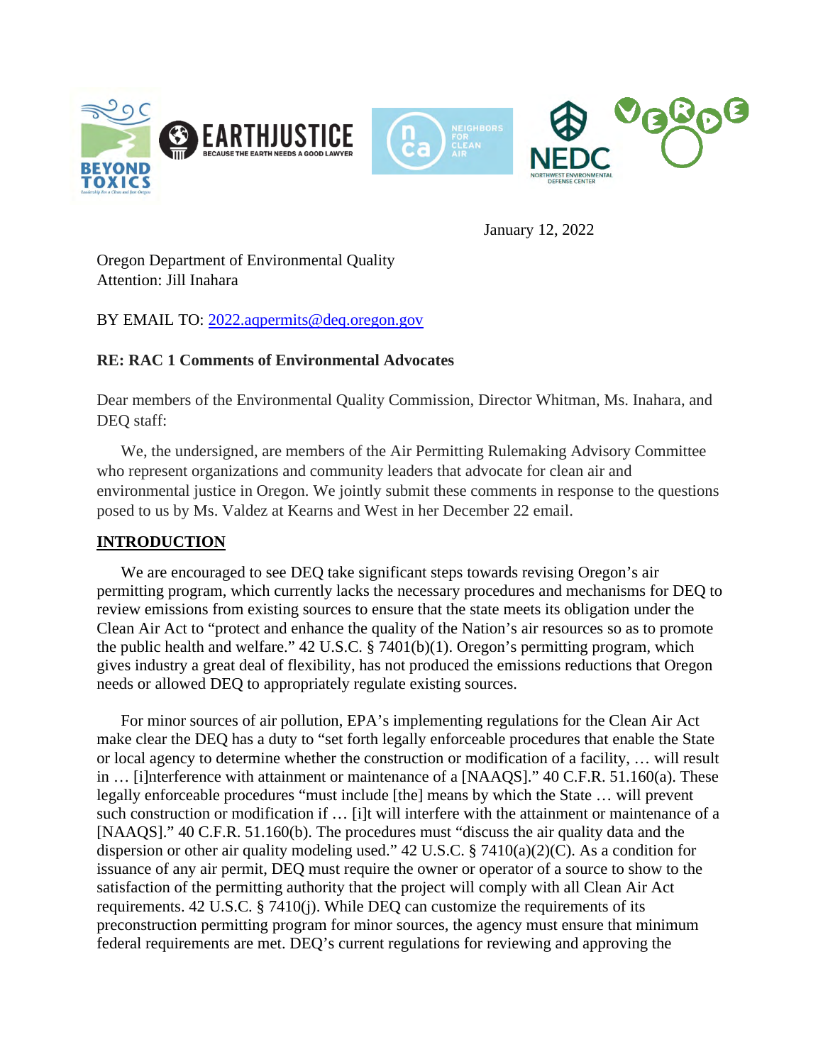January 12, 2022

Oregon Department of Environmental Quality
Attention: Jill Inahara

BY EMAIL TO: 2022.aqpermits@deq.oregon.gov

**RE: RAC 1 Comments of Environmental Advocates**

Dear members of the Environmental Quality Commission, Director Whitman, Ms. Inahara, and DEQ staff:

We, the undersigned, are members of the Air Permitting Rulemaking Advisory Committee who represent organizations and community leaders that advocate for clean air and environmental justice in Oregon. We jointly submit these comments in response to the questions posed to us by Ms. Valdez at Kearns and West in her December 22 email.

## INTRODUCTION

We are encouraged to see DEQ take significant steps towards revising Oregon's air permitting program, which currently lacks the necessary procedures and mechanisms for DEQ to review emissions from existing sources to ensure that the state meets its obligation under the Clean Air Act to "protect and enhance the quality of the Nation's air resources so as to promote the public health and welfare." 42 U.S.C. § 7401(b)(1). Oregon's permitting program, which gives industry a great deal of flexibility, has not produced the emissions reductions that Oregon needs or allowed DEQ to appropriately regulate existing sources.

For minor sources of air pollution, EPA's implementing regulations for the Clean Air Act make clear the DEQ has a duty to "set forth legally enforceable procedures that enable the State or local agency to determine whether the construction or modification of a facility, … will result in … [i]nterference with attainment or maintenance of a [NAAQS]." 40 C.F.R. 51.160(a). These legally enforceable procedures "must include [the] means by which the State … will prevent such construction or modification if … [i]t will interfere with the attainment or maintenance of a [NAAQS]." 40 C.F.R. 51.160(b). The procedures must "discuss the air quality data and the dispersion or other air quality modeling used." 42 U.S.C. § 7410(a)(2)(C). As a condition for issuance of any air permit, DEQ must require the owner or operator of a source to show to the satisfaction of the permitting authority that the project will comply with all Clean Air Act requirements. 42 U.S.C. § 7410(j). While DEQ can customize the requirements of its preconstruction permitting program for minor sources, the agency must ensure that minimum federal requirements are met. DEQ's current regulations for reviewing and approving the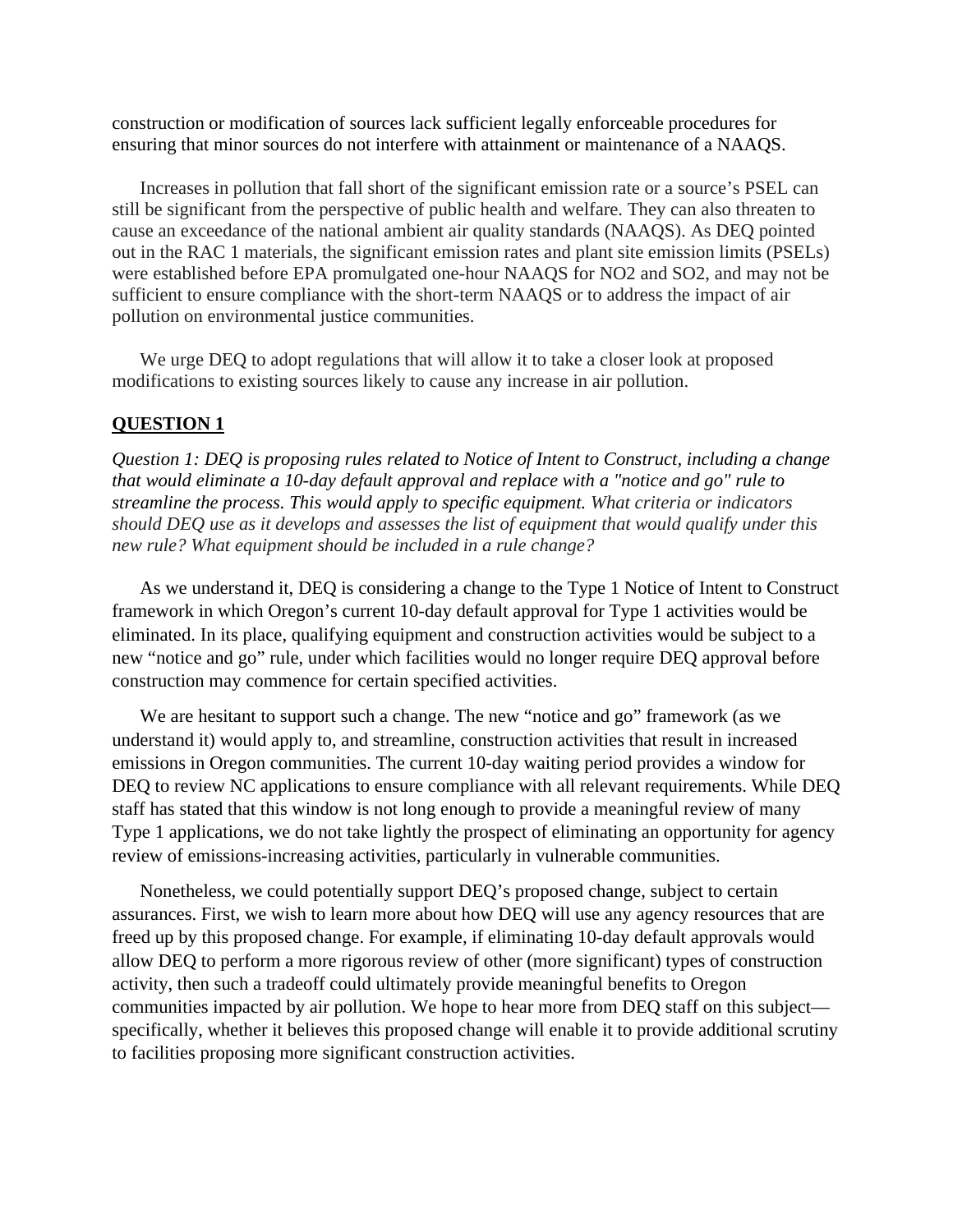construction or modification of sources lack sufficient legally enforceable procedures for ensuring that minor sources do not interfere with attainment or maintenance of a NAAQS.

Increases in pollution that fall short of the significant emission rate or a source's PSEL can still be significant from the perspective of public health and welfare. They can also threaten to cause an exceedance of the national ambient air quality standards (NAAQS). As DEQ pointed out in the RAC 1 materials, the significant emission rates and plant site emission limits (PSELs) were established before EPA promulgated one-hour NAAQS for $NO_2$ and $SO_2$, and may not be sufficient to ensure compliance with the short-term NAAQS or to address the impact of air pollution on environmental justice communities.

We urge DEQ to adopt regulations that will allow it to take a closer look at proposed modifications to existing sources likely to cause any increase in air pollution.

## QUESTION 1

*Question 1: DEQ is proposing rules related to Notice of Intent to Construct, including a change that would eliminate a 10-day default approval and replace with a "notice and go" rule to streamline the process. This would apply to specific equipment. What criteria or indicators should DEQ use as it develops and assesses the list of equipment that would qualify under this new rule? What equipment should be included in a rule change?*

As we understand it, DEQ is considering a change to the Type 1 Notice of Intent to Construct framework in which Oregon's current 10-day default approval for Type 1 activities would be eliminated. In its place, qualifying equipment and construction activities would be subject to a new "notice and go" rule, under which facilities would no longer require DEQ approval before construction may commence for certain specified activities.

We are hesitant to support such a change. The new "notice and go" framework (as we understand it) would apply to, and streamline, construction activities that result in increased emissions in Oregon communities. The current 10-day waiting period provides a window for DEQ to review NC applications to ensure compliance with all relevant requirements. While DEQ staff has stated that this window is not long enough to provide a meaningful review of many Type 1 applications, we do not take lightly the prospect of eliminating an opportunity for agency review of emissions-increasing activities, particularly in vulnerable communities.

Nonetheless, we could potentially support DEQ's proposed change, subject to certain assurances. First, we wish to learn more about how DEQ will use any agency resources that are freed up by this proposed change. For example, if eliminating 10-day default approvals would allow DEQ to perform a more rigorous review of other (more significant) types of construction activity, then such a tradeoff could ultimately provide meaningful benefits to Oregon communities impacted by air pollution. We hope to hear more from DEQ staff on this subject—specifically, whether it believes this proposed change will enable it to provide additional scrutiny to facilities proposing more significant construction activities.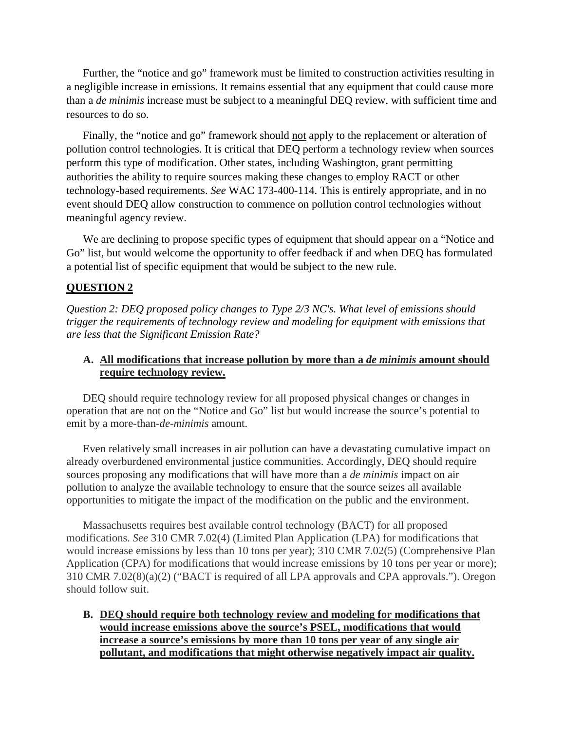Further, the "notice and go" framework must be limited to construction activities resulting in a negligible increase in emissions. It remains essential that any equipment that could cause more than a *de minimis* increase must be subject to a meaningful DEQ review, with sufficient time and resources to do so.

Finally, the "notice and go" framework should <u>not</u> apply to the replacement or alteration of pollution control technologies. It is critical that DEQ perform a technology review when sources perform this type of modification. Other states, including Washington, grant permitting authorities the ability to require sources making these changes to employ RACT or other technology-based requirements. *See* WAC 173-400-114. This is entirely appropriate, and in no event should DEQ allow construction to commence on pollution control technologies without meaningful agency review.

We are declining to propose specific types of equipment that should appear on a "Notice and Go" list, but would welcome the opportunity to offer feedback if and when DEQ has formulated a potential list of specific equipment that would be subject to the new rule.

## <u>QUESTION 2</u>

*Question 2: DEQ proposed policy changes to Type 2/3 NC's. What level of emissions should trigger the requirements of technology review and modeling for equipment with emissions that are less that the Significant Emission Rate?*

### A. <u>All modifications that increase pollution by more than a *de minimis* amount should require technology review.</u>

DEQ should require technology review for all proposed physical changes or changes in operation that are not on the "Notice and Go" list but would increase the source's potential to emit by a more-than-*de-minimis* amount.

Even relatively small increases in air pollution can have a devastating cumulative impact on already overburdened environmental justice communities. Accordingly, DEQ should require sources proposing any modifications that will have more than a *de minimis* impact on air pollution to analyze the available technology to ensure that the source seizes all available opportunities to mitigate the impact of the modification on the public and the environment.

Massachusetts requires best available control technology (BACT) for all proposed modifications. *See* 310 CMR 7.02(4) (Limited Plan Application (LPA) for modifications that would increase emissions by less than 10 tons per year); 310 CMR 7.02(5) (Comprehensive Plan Application (CPA) for modifications that would increase emissions by 10 tons per year or more); 310 CMR 7.02(8)(a)(2) ("BACT is required of all LPA approvals and CPA approvals."). Oregon should follow suit.

### B. <u>DEQ should require both technology review and modeling for modifications that would increase emissions above the source's PSEL, modifications that would increase a source's emissions by more than 10 tons per year of any single air pollutant, and modifications that might otherwise negatively impact air quality.</u>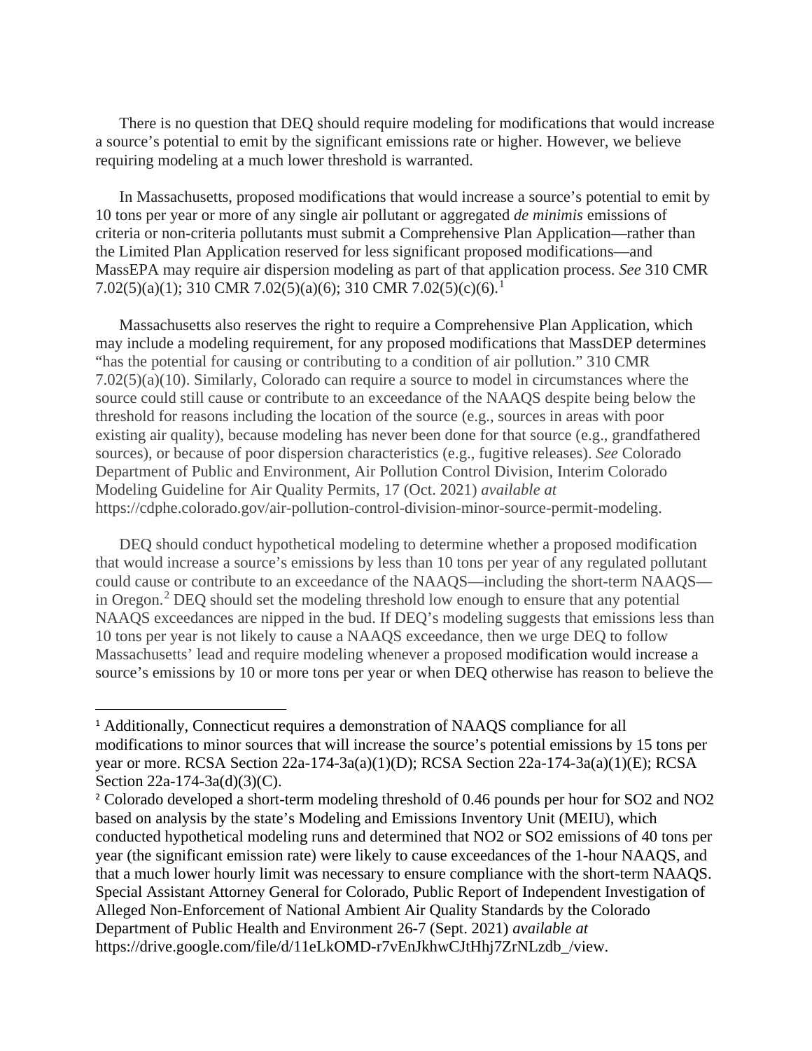There is no question that DEQ should require modeling for modifications that would increase a source's potential to emit by the significant emissions rate or higher. However, we believe requiring modeling at a much lower threshold is warranted.

In Massachusetts, proposed modifications that would increase a source's potential to emit by 10 tons per year or more of any single air pollutant or aggregated *de minimis* emissions of criteria or non-criteria pollutants must submit a Comprehensive Plan Application—rather than the Limited Plan Application reserved for less significant proposed modifications—and MassEPA may require air dispersion modeling as part of that application process. *See* 310 CMR 7.02(5)(a)(1); 310 CMR 7.02(5)(a)(6); 310 CMR 7.02(5)(c)(6).[1]

Massachusetts also reserves the right to require a Comprehensive Plan Application, which may include a modeling requirement, for any proposed modifications that MassDEP determines "has the potential for causing or contributing to a condition of air pollution." 310 CMR 7.02(5)(a)(10). Similarly, Colorado can require a source to model in circumstances where the source could still cause or contribute to an exceedance of the NAAQS despite being below the threshold for reasons including the location of the source (e.g., sources in areas with poor existing air quality), because modeling has never been done for that source (e.g., grandfathered sources), or because of poor dispersion characteristics (e.g., fugitive releases). *See* Colorado Department of Public and Environment, Air Pollution Control Division, Interim Colorado Modeling Guideline for Air Quality Permits, 17 (Oct. 2021) *available at* https://cdphe.colorado.gov/air-pollution-control-division-minor-source-permit-modeling.

DEQ should conduct hypothetical modeling to determine whether a proposed modification that would increase a source's emissions by less than 10 tons per year of any regulated pollutant could cause or contribute to an exceedance of the NAAQS—including the short-term NAAQS—in Oregon.[2] DEQ should set the modeling threshold low enough to ensure that any potential NAAQS exceedances are nipped in the bud. If DEQ's modeling suggests that emissions less than 10 tons per year is not likely to cause a NAAQS exceedance, then we urge DEQ to follow Massachusetts' lead and require modeling whenever a proposed modification would increase a source's emissions by 10 or more tons per year or when DEQ otherwise has reason to believe the

---

[1] Additionally, Connecticut requires a demonstration of NAAQS compliance for all modifications to minor sources that will increase the source's potential emissions by 15 tons per year or more. RCSA Section 22a-174-3a(a)(1)(D); RCSA Section 22a-174-3a(a)(1)(E); RCSA Section 22a-174-3a(d)(3)(C).

[2] Colorado developed a short-term modeling threshold of 0.46 pounds per hour for $SO_2$ and $NO_2$ based on analysis by the state's Modeling and Emissions Inventory Unit (MEIU), which conducted hypothetical modeling runs and determined that $NO_2$ or $SO_2$ emissions of 40 tons per year (the significant emission rate) were likely to cause exceedances of the 1-hour NAAQS, and that a much lower hourly limit was necessary to ensure compliance with the short-term NAAQS. Special Assistant Attorney General for Colorado, Public Report of Independent Investigation of Alleged Non-Enforcement of National Ambient Air Quality Standards by the Colorado Department of Public Health and Environment 26-7 (Sept. 2021) *available at* https://drive.google.com/file/d/11eLkOMD-r7vEnJkhwCJtHhj7ZrNLzdb_/view.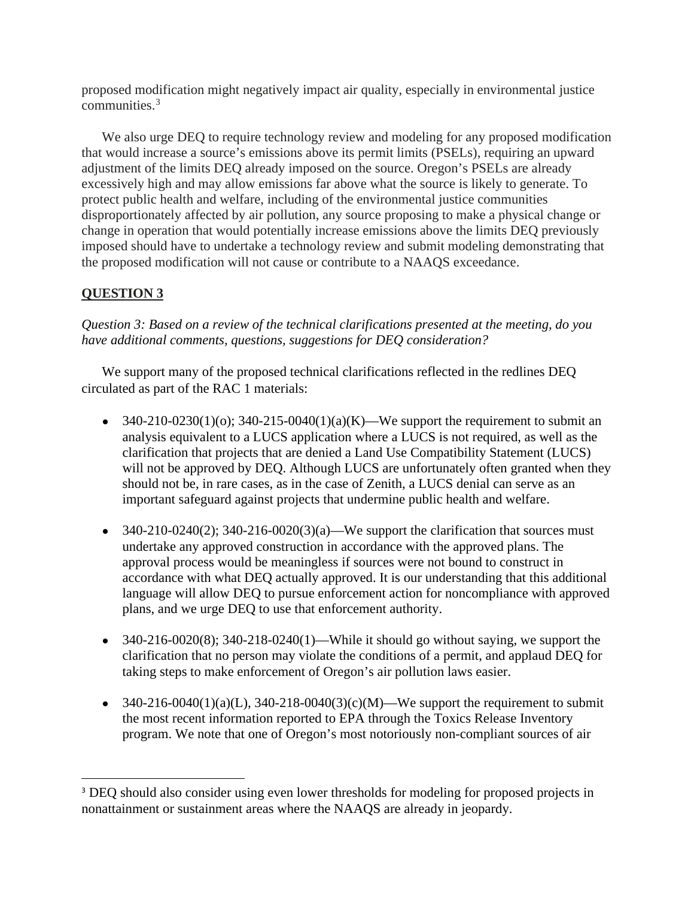proposed modification might negatively impact air quality, especially in environmental justice communities.[3]

We also urge DEQ to require technology review and modeling for any proposed modification that would increase a source's emissions above its permit limits (PSELs), requiring an upward adjustment of the limits DEQ already imposed on the source. Oregon's PSELs are already excessively high and may allow emissions far above what the source is likely to generate. To protect public health and welfare, including of the environmental justice communities disproportionately affected by air pollution, any source proposing to make a physical change or change in operation that would potentially increase emissions above the limits DEQ previously imposed should have to undertake a technology review and submit modeling demonstrating that the proposed modification will not cause or contribute to a NAAQS exceedance.

## QUESTION 3

*Question 3: Based on a review of the technical clarifications presented at the meeting, do you have additional comments, questions, suggestions for DEQ consideration?*

We support many of the proposed technical clarifications reflected in the redlines DEQ circulated as part of the RAC 1 materials:

- 340-210-0230(1)(o); 340-215-0040(1)(a)(K)—We support the requirement to submit an analysis equivalent to a LUCS application where a LUCS is not required, as well as the clarification that projects that are denied a Land Use Compatibility Statement (LUCS) will not be approved by DEQ. Although LUCS are unfortunately often granted when they should not be, in rare cases, as in the case of Zenith, a LUCS denial can serve as an important safeguard against projects that undermine public health and welfare.

- 340-210-0240(2); 340-216-0020(3)(a)—We support the clarification that sources must undertake any approved construction in accordance with the approved plans. The approval process would be meaningless if sources were not bound to construct in accordance with what DEQ actually approved. It is our understanding that this additional language will allow DEQ to pursue enforcement action for noncompliance with approved plans, and we urge DEQ to use that enforcement authority.

- 340-216-0020(8); 340-218-0240(1)—While it should go without saying, we support the clarification that no person may violate the conditions of a permit, and applaud DEQ for taking steps to make enforcement of Oregon's air pollution laws easier.

- 340-216-0040(1)(a)(L), 340-218-0040(3)(c)(M)—We support the requirement to submit the most recent information reported to EPA through the Toxics Release Inventory program. We note that one of Oregon's most notoriously non-compliant sources of air

---

[3] DEQ should also consider using even lower thresholds for modeling for proposed projects in nonattainment or sustainment areas where the NAAQS are already in jeopardy.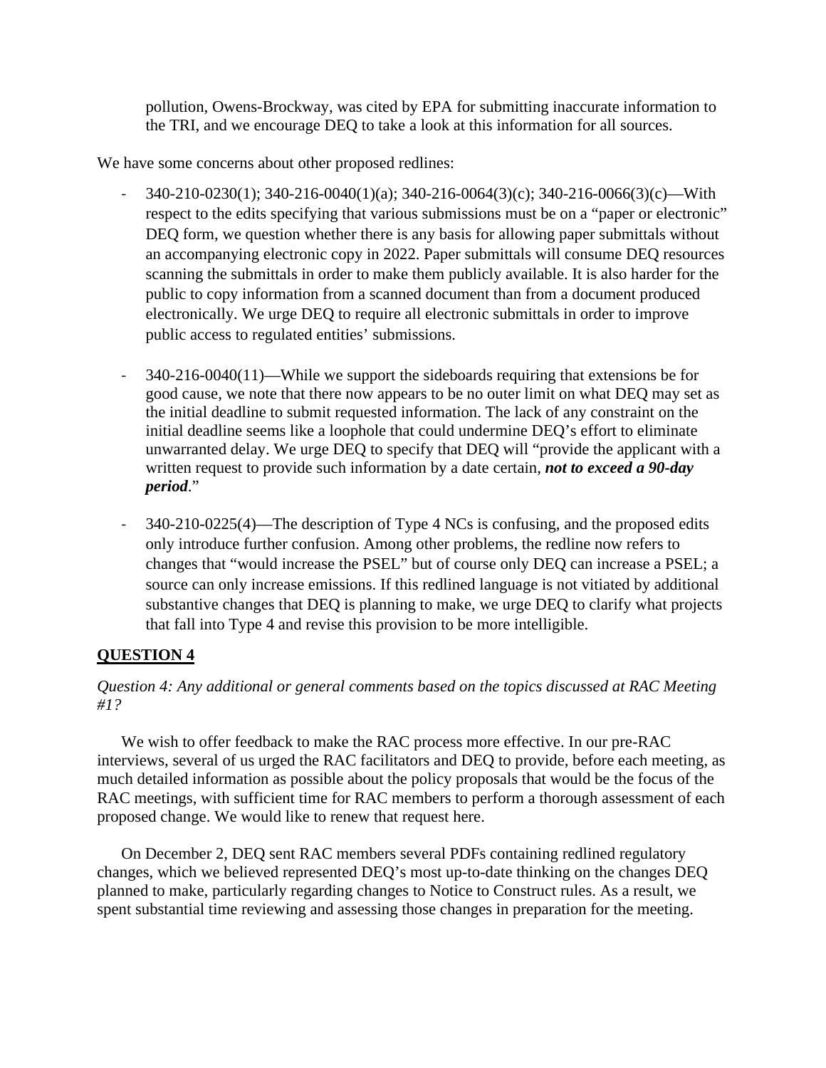pollution, Owens-Brockway, was cited by EPA for submitting inaccurate information to the TRI, and we encourage DEQ to take a look at this information for all sources.

We have some concerns about other proposed redlines:

- 340-210-0230(1); 340-216-0040(1)(a); 340-216-0064(3)(c); 340-216-0066(3)(c)—With respect to the edits specifying that various submissions must be on a "paper or electronic" DEQ form, we question whether there is any basis for allowing paper submittals without an accompanying electronic copy in 2022. Paper submittals will consume DEQ resources scanning the submittals in order to make them publicly available. It is also harder for the public to copy information from a scanned document than from a document produced electronically. We urge DEQ to require all electronic submittals in order to improve public access to regulated entities' submissions.

- 340-216-0040(11)—While we support the sideboards requiring that extensions be for good cause, we note that there now appears to be no outer limit on what DEQ may set as the initial deadline to submit requested information. The lack of any constraint on the initial deadline seems like a loophole that could undermine DEQ's effort to eliminate unwarranted delay. We urge DEQ to specify that DEQ will "provide the applicant with a written request to provide such information by a date certain, ***not to exceed a 90-day period***."

- 340-210-0225(4)—The description of Type 4 NCs is confusing, and the proposed edits only introduce further confusion. Among other problems, the redline now refers to changes that "would increase the PSEL" but of course only DEQ can increase a PSEL; a source can only increase emissions. If this redlined language is not vitiated by additional substantive changes that DEQ is planning to make, we urge DEQ to clarify what projects that fall into Type 4 and revise this provision to be more intelligible.

## QUESTION 4

*Question 4: Any additional or general comments based on the topics discussed at RAC Meeting #1?*

We wish to offer feedback to make the RAC process more effective. In our pre-RAC interviews, several of us urged the RAC facilitators and DEQ to provide, before each meeting, as much detailed information as possible about the policy proposals that would be the focus of the RAC meetings, with sufficient time for RAC members to perform a thorough assessment of each proposed change. We would like to renew that request here.

On December 2, DEQ sent RAC members several PDFs containing redlined regulatory changes, which we believed represented DEQ's most up-to-date thinking on the changes DEQ planned to make, particularly regarding changes to Notice to Construct rules. As a result, we spent substantial time reviewing and assessing those changes in preparation for the meeting.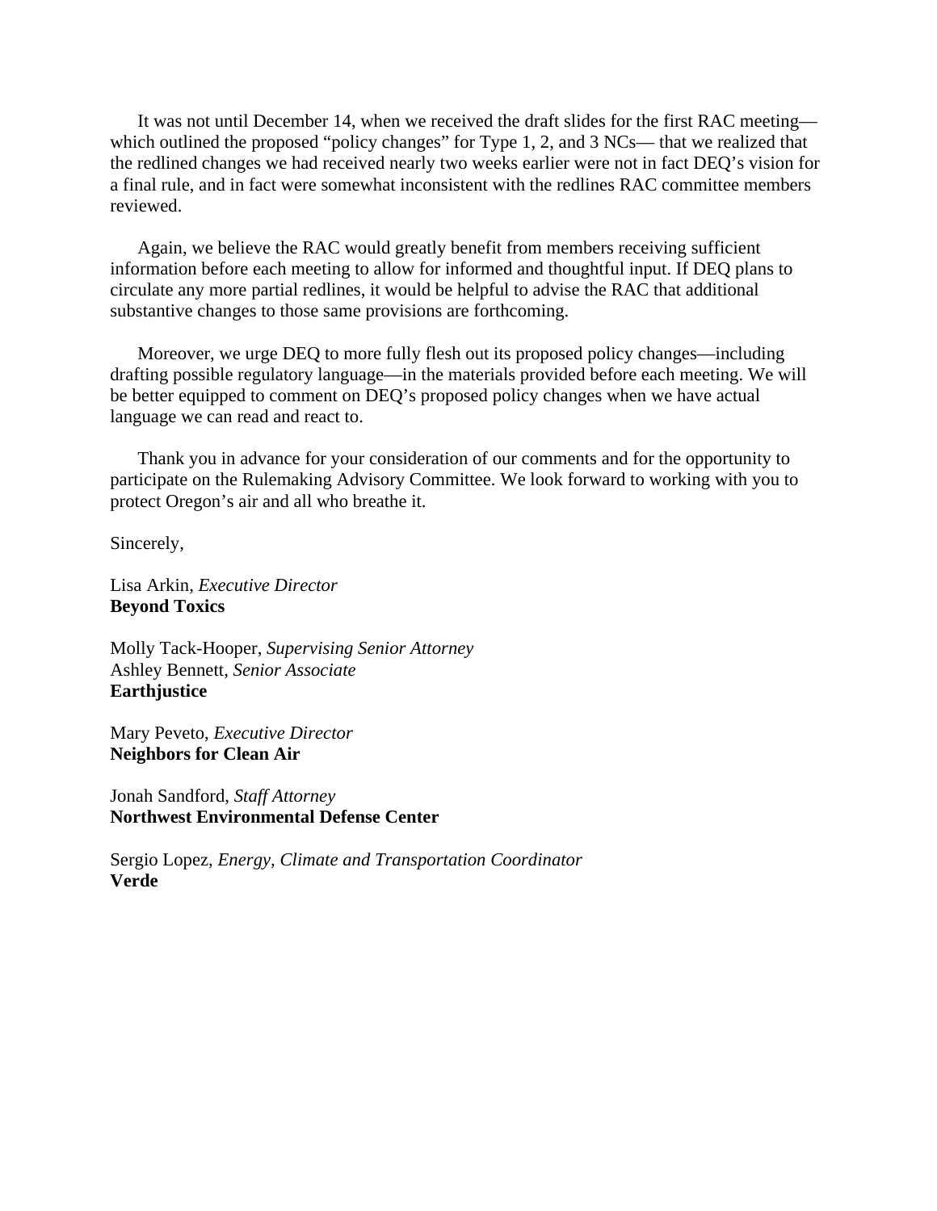It was not until December 14, when we received the draft slides for the first RAC meeting—which outlined the proposed "policy changes" for Type 1, 2, and 3 NCs— that we realized that the redlined changes we had received nearly two weeks earlier were not in fact DEQ's vision for a final rule, and in fact were somewhat inconsistent with the redlines RAC committee members reviewed.

Again, we believe the RAC would greatly benefit from members receiving sufficient information before each meeting to allow for informed and thoughtful input. If DEQ plans to circulate any more partial redlines, it would be helpful to advise the RAC that additional substantive changes to those same provisions are forthcoming.

Moreover, we urge DEQ to more fully flesh out its proposed policy changes—including drafting possible regulatory language—in the materials provided before each meeting. We will be better equipped to comment on DEQ's proposed policy changes when we have actual language we can read and react to.

Thank you in advance for your consideration of our comments and for the opportunity to participate on the Rulemaking Advisory Committee. We look forward to working with you to protect Oregon's air and all who breathe it.

Sincerely,

Lisa Arkin, *Executive Director*
**Beyond Toxics**

Molly Tack-Hooper, *Supervising Senior Attorney*
Ashley Bennett, *Senior Associate*
**Earthjustice**

Mary Peveto, *Executive Director*
**Neighbors for Clean Air**

Jonah Sandford, *Staff Attorney*
**Northwest Environmental Defense Center**

Sergio Lopez, *Energy, Climate and Transportation Coordinator*
**Verde**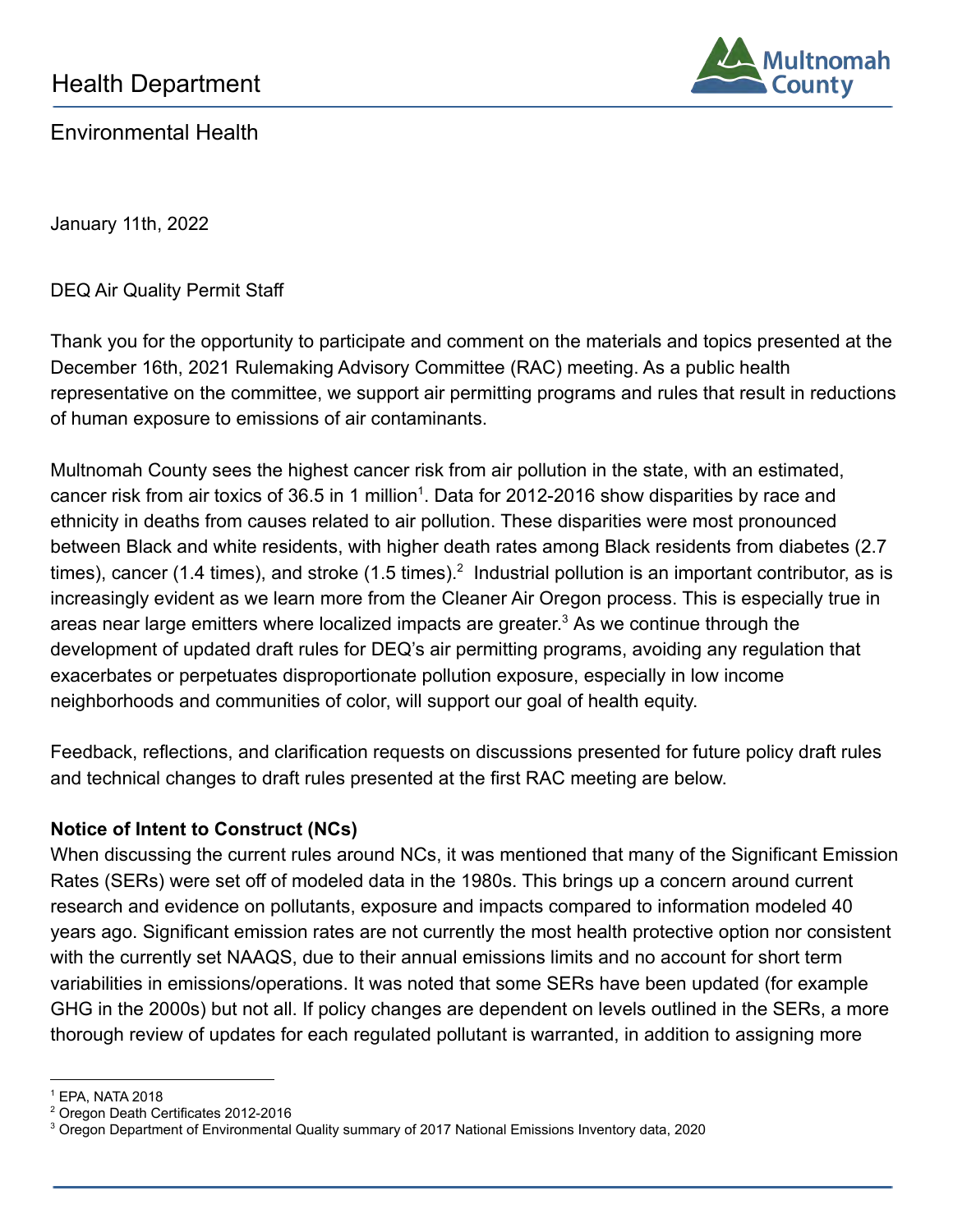Health Department

Environmental Health

January 11th, 2022

DEQ Air Quality Permit Staff

Thank you for the opportunity to participate and comment on the materials and topics presented at the December 16th, 2021 Rulemaking Advisory Committee (RAC) meeting. As a public health representative on the committee, we support air permitting programs and rules that result in reductions of human exposure to emissions of air contaminants.

Multnomah County sees the highest cancer risk from air pollution in the state, with an estimated, cancer risk from air toxics of 36.5 in 1 million[1]. Data for 2012-2016 show disparities by race and ethnicity in deaths from causes related to air pollution. These disparities were most pronounced between Black and white residents, with higher death rates among Black residents from diabetes (2.7 times), cancer (1.4 times), and stroke (1.5 times).[2] Industrial pollution is an important contributor, as is increasingly evident as we learn more from the Cleaner Air Oregon process. This is especially true in areas near large emitters where localized impacts are greater.[3] As we continue through the development of updated draft rules for DEQ's air permitting programs, avoiding any regulation that exacerbates or perpetuates disproportionate pollution exposure, especially in low income neighborhoods and communities of color, will support our goal of health equity.

Feedback, reflections, and clarification requests on discussions presented for future policy draft rules and technical changes to draft rules presented at the first RAC meeting are below.

**Notice of Intent to Construct (NCs)**

When discussing the current rules around NCs, it was mentioned that many of the Significant Emission Rates (SERs) were set off of modeled data in the 1980s. This brings up a concern around current research and evidence on pollutants, exposure and impacts compared to information modeled 40 years ago. Significant emission rates are not currently the most health protective option nor consistent with the currently set NAAQS, due to their annual emissions limits and no account for short term variabilities in emissions/operations. It was noted that some SERs have been updated (for example GHG in the 2000s) but not all. If policy changes are dependent on levels outlined in the SERs, a more thorough review of updates for each regulated pollutant is warranted, in addition to assigning more

[1] EPA, NATA 2018

[2] Oregon Death Certificates 2012-2016

[3] Oregon Department of Environmental Quality summary of 2017 National Emissions Inventory data, 2020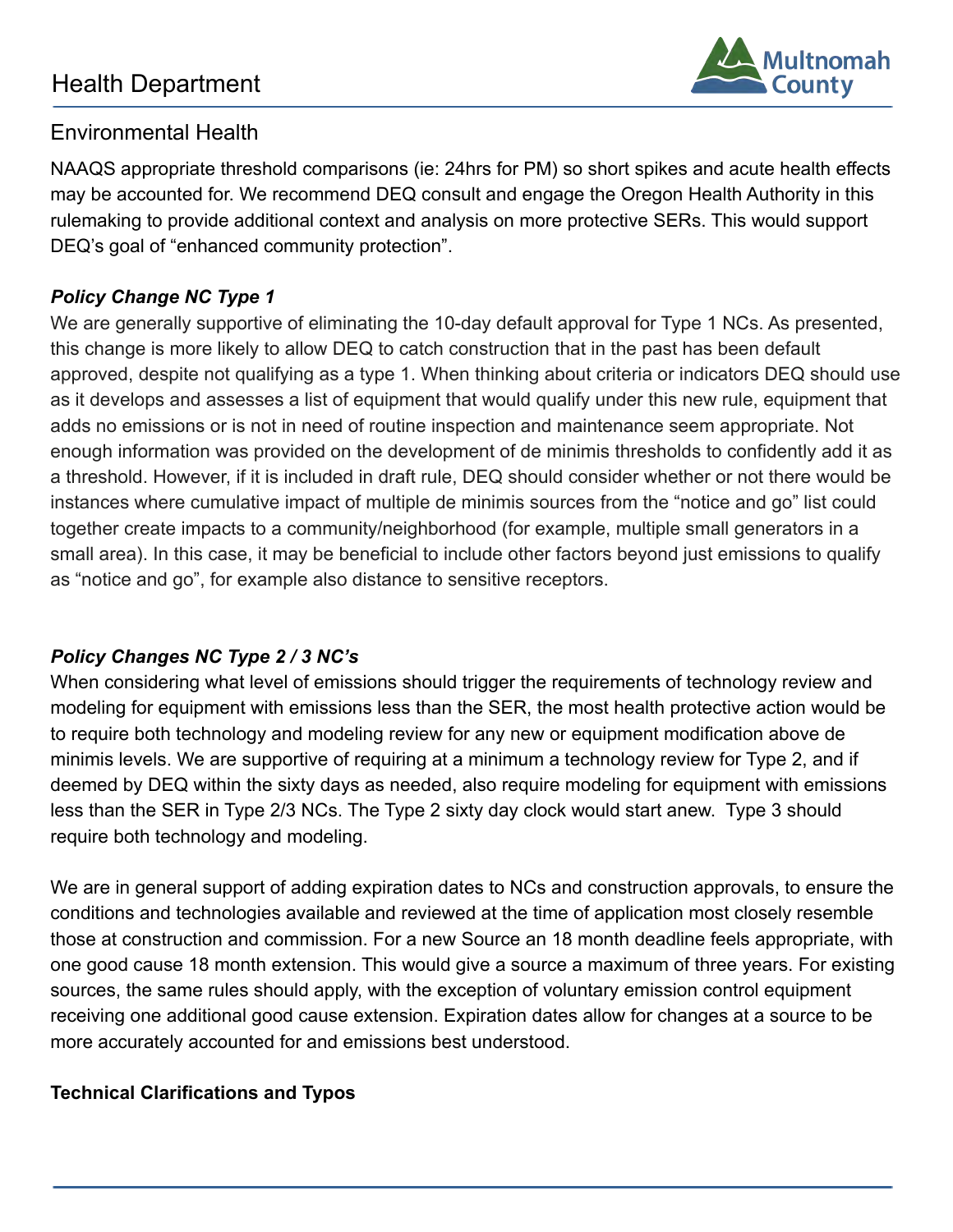NAAQS appropriate threshold comparisons (ie: 24hrs for PM) so short spikes and acute health effects may be accounted for. We recommend DEQ consult and engage the Oregon Health Authority in this rulemaking to provide additional context and analysis on more protective SERs. This would support DEQ's goal of "enhanced community protection".

***Policy Change NC Type 1***

We are generally supportive of eliminating the 10-day default approval for Type 1 NCs. As presented, this change is more likely to allow DEQ to catch construction that in the past has been default approved, despite not qualifying as a type 1. When thinking about criteria or indicators DEQ should use as it develops and assesses a list of equipment that would qualify under this new rule, equipment that adds no emissions or is not in need of routine inspection and maintenance seem appropriate. Not enough information was provided on the development of de minimis thresholds to confidently add it as a threshold. However, if it is included in draft rule, DEQ should consider whether or not there would be instances where cumulative impact of multiple de minimis sources from the "notice and go" list could together create impacts to a community/neighborhood (for example, multiple small generators in a small area). In this case, it may be beneficial to include other factors beyond just emissions to qualify as "notice and go", for example also distance to sensitive receptors.

***Policy Changes NC Type 2 / 3 NC's***

When considering what level of emissions should trigger the requirements of technology review and modeling for equipment with emissions less than the SER, the most health protective action would be to require both technology and modeling review for any new or equipment modification above de minimis levels. We are supportive of requiring at a minimum a technology review for Type 2, and if deemed by DEQ within the sixty days as needed, also require modeling for equipment with emissions less than the SER in Type 2/3 NCs. The Type 2 sixty day clock would start anew. Type 3 should require both technology and modeling.

We are in general support of adding expiration dates to NCs and construction approvals, to ensure the conditions and technologies available and reviewed at the time of application most closely resemble those at construction and commission. For a new Source an 18 month deadline feels appropriate, with one good cause 18 month extension. This would give a source a maximum of three years. For existing sources, the same rules should apply, with the exception of voluntary emission control equipment receiving one additional good cause extension. Expiration dates allow for changes at a source to be more accurately accounted for and emissions best understood.

**Technical Clarifications and Typos**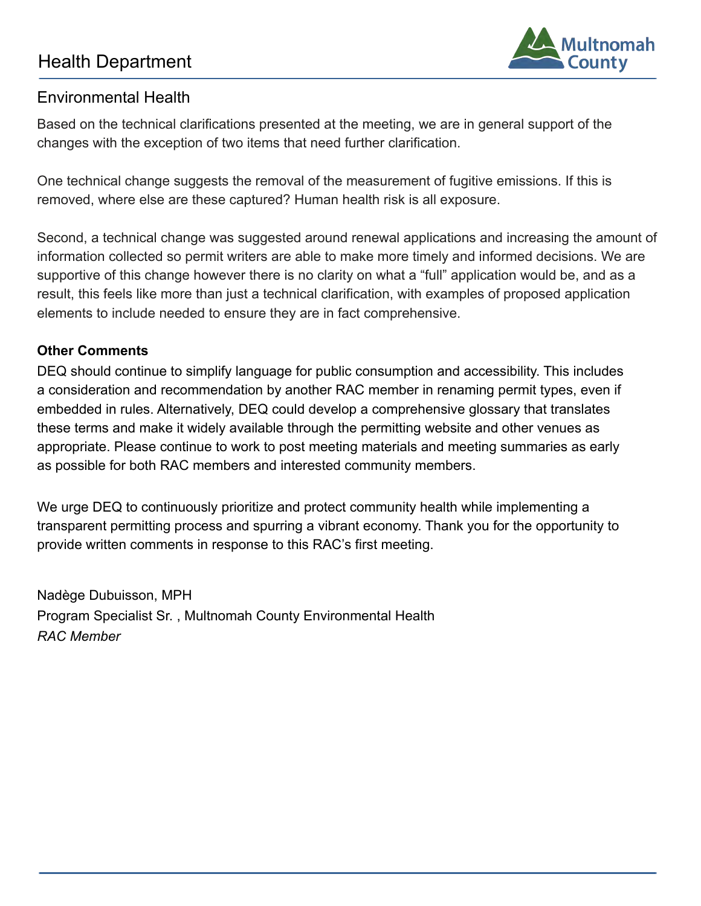Health Department

Multnomah County

## Environmental Health

Based on the technical clarifications presented at the meeting, we are in general support of the changes with the exception of two items that need further clarification.

One technical change suggests the removal of the measurement of fugitive emissions. If this is removed, where else are these captured? Human health risk is all exposure.

Second, a technical change was suggested around renewal applications and increasing the amount of information collected so permit writers are able to make more timely and informed decisions. We are supportive of this change however there is no clarity on what a "full" application would be, and as a result, this feels like more than just a technical clarification, with examples of proposed application elements to include needed to ensure they are in fact comprehensive.

**Other Comments**

DEQ should continue to simplify language for public consumption and accessibility. This includes a consideration and recommendation by another RAC member in renaming permit types, even if embedded in rules. Alternatively, DEQ could develop a comprehensive glossary that translates these terms and make it widely available through the permitting website and other venues as appropriate. Please continue to work to post meeting materials and meeting summaries as early as possible for both RAC members and interested community members.

We urge DEQ to continuously prioritize and protect community health while implementing a transparent permitting process and spurring a vibrant economy. Thank you for the opportunity to provide written comments in response to this RAC's first meeting.

Nadège Dubuisson, MPH
Program Specialist Sr. , Multnomah County Environmental Health
*RAC Member*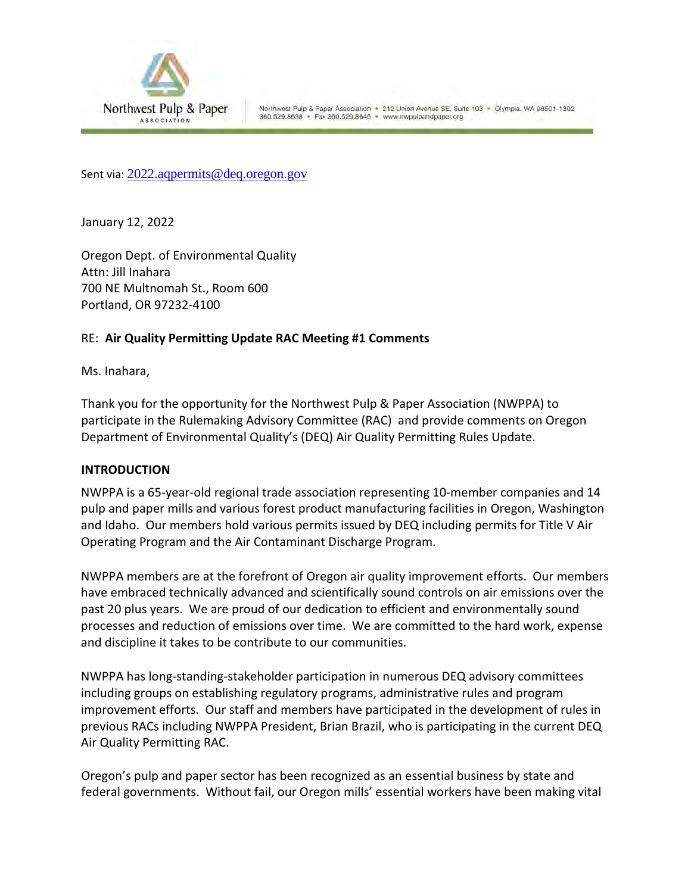Northwest Pulp & Paper Association • 212 Union Avenue SE, Suite 103 • Olympia, WA 98501-1302
360.529.8638 • Fax 360.529.8645 • www.nwpulpandpaper.org

Sent via: 2022.aqpermits@deq.oregon.gov

January 12, 2022

Oregon Dept. of Environmental Quality
Attn: Jill Inahara
700 NE Multnomah St., Room 600
Portland, OR 97232-4100

RE: **Air Quality Permitting Update RAC Meeting #1 Comments**

Ms. Inahara,

Thank you for the opportunity for the Northwest Pulp & Paper Association (NWPPA) to participate in the Rulemaking Advisory Committee (RAC) and provide comments on Oregon Department of Environmental Quality's (DEQ) Air Quality Permitting Rules Update.

**INTRODUCTION**

NWPPA is a 65-year-old regional trade association representing 10-member companies and 14 pulp and paper mills and various forest product manufacturing facilities in Oregon, Washington and Idaho. Our members hold various permits issued by DEQ including permits for Title V Air Operating Program and the Air Contaminant Discharge Program.

NWPPA members are at the forefront of Oregon air quality improvement efforts. Our members have embraced technically advanced and scientifically sound controls on air emissions over the past 20 plus years. We are proud of our dedication to efficient and environmentally sound processes and reduction of emissions over time. We are committed to the hard work, expense and discipline it takes to be contribute to our communities.

NWPPA has long-standing-stakeholder participation in numerous DEQ advisory committees including groups on establishing regulatory programs, administrative rules and program improvement efforts. Our staff and members have participated in the development of rules in previous RACs including NWPPA President, Brian Brazil, who is participating in the current DEQ Air Quality Permitting RAC.

Oregon's pulp and paper sector has been recognized as an essential business by state and federal governments. Without fail, our Oregon mills' essential workers have been making vital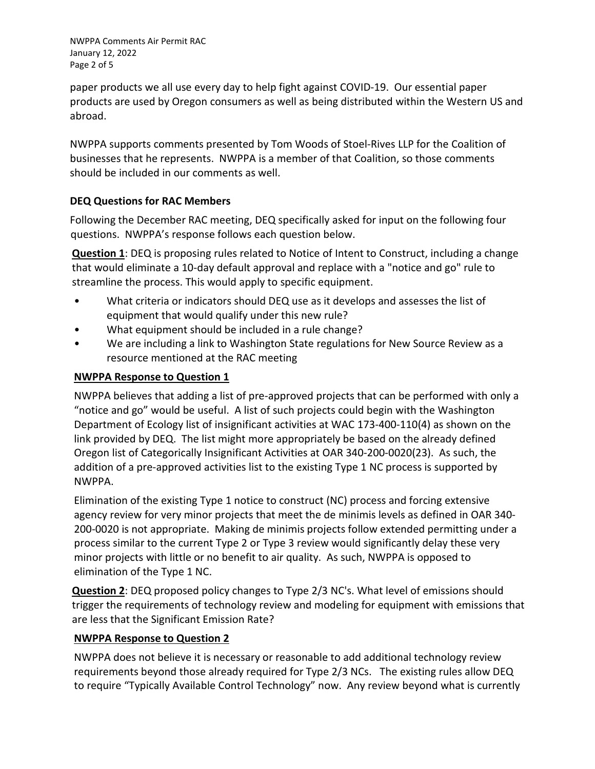paper products we all use every day to help fight against COVID-19. Our essential paper products are used by Oregon consumers as well as being distributed within the Western US and abroad.

NWPPA supports comments presented by Tom Woods of Stoel-Rives LLP for the Coalition of businesses that he represents. NWPPA is a member of that Coalition, so those comments should be included in our comments as well.

## DEQ Questions for RAC Members

Following the December RAC meeting, DEQ specifically asked for input on the following four questions. NWPPA's response follows each question below.

**Question 1**: DEQ is proposing rules related to Notice of Intent to Construct, including a change that would eliminate a 10-day default approval and replace with a "notice and go" rule to streamline the process. This would apply to specific equipment.

- What criteria or indicators should DEQ use as it develops and assesses the list of equipment that would qualify under this new rule?
- What equipment should be included in a rule change?
- We are including a link to Washington State regulations for New Source Review as a resource mentioned at the RAC meeting

### NWPPA Response to Question 1

NWPPA believes that adding a list of pre-approved projects that can be performed with only a "notice and go" would be useful. A list of such projects could begin with the Washington Department of Ecology list of insignificant activities at WAC 173-400-110(4) as shown on the link provided by DEQ. The list might more appropriately be based on the already defined Oregon list of Categorically Insignificant Activities at OAR 340-200-0020(23). As such, the addition of a pre-approved activities list to the existing Type 1 NC process is supported by NWPPA.

Elimination of the existing Type 1 notice to construct (NC) process and forcing extensive agency review for very minor projects that meet the de minimis levels as defined in OAR 340-200-0020 is not appropriate. Making de minimis projects follow extended permitting under a process similar to the current Type 2 or Type 3 review would significantly delay these very minor projects with little or no benefit to air quality. As such, NWPPA is opposed to elimination of the Type 1 NC.

**Question 2**: DEQ proposed policy changes to Type 2/3 NC's. What level of emissions should trigger the requirements of technology review and modeling for equipment with emissions that are less that the Significant Emission Rate?

### NWPPA Response to Question 2

NWPPA does not believe it is necessary or reasonable to add additional technology review requirements beyond those already required for Type 2/3 NCs. The existing rules allow DEQ to require "Typically Available Control Technology" now. Any review beyond what is currently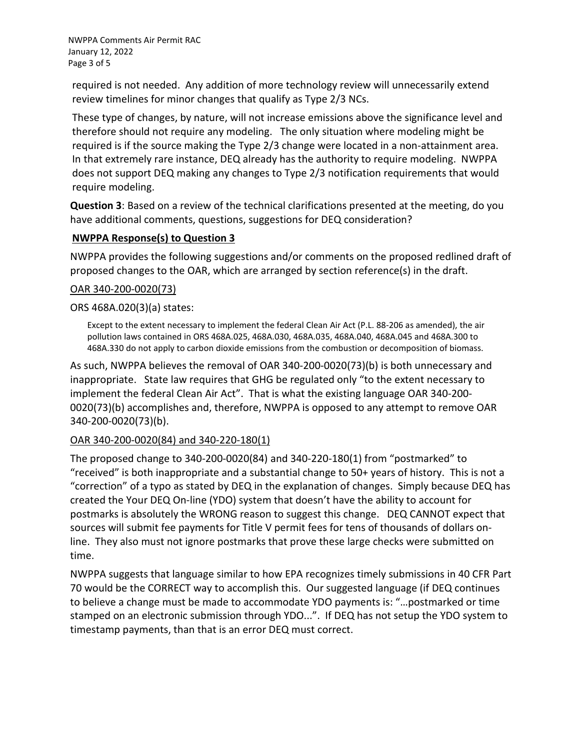required is not needed. Any addition of more technology review will unnecessarily extend review timelines for minor changes that qualify as Type 2/3 NCs.

These type of changes, by nature, will not increase emissions above the significance level and therefore should not require any modeling. The only situation where modeling might be required is if the source making the Type 2/3 change were located in a non-attainment area. In that extremely rare instance, DEQ already has the authority to require modeling. NWPPA does not support DEQ making any changes to Type 2/3 notification requirements that would require modeling.

**Question 3**: Based on a review of the technical clarifications presented at the meeting, do you have additional comments, questions, suggestions for DEQ consideration?

**NWPPA Response(s) to Question 3**

NWPPA provides the following suggestions and/or comments on the proposed redlined draft of proposed changes to the OAR, which are arranged by section reference(s) in the draft.

OAR 340-200-0020(73)

ORS 468A.020(3)(a) states:

> Except to the extent necessary to implement the federal Clean Air Act (P.L. 88-206 as amended), the air pollution laws contained in ORS 468A.025, 468A.030, 468A.035, 468A.040, 468A.045 and 468A.300 to 468A.330 do not apply to carbon dioxide emissions from the combustion or decomposition of biomass.

As such, NWPPA believes the removal of OAR 340-200-0020(73)(b) is both unnecessary and inappropriate. State law requires that GHG be regulated only "to the extent necessary to implement the federal Clean Air Act". That is what the existing language OAR 340-200-0020(73)(b) accomplishes and, therefore, NWPPA is opposed to any attempt to remove OAR 340-200-0020(73)(b).

OAR 340-200-0020(84) and 340-220-180(1)

The proposed change to 340-200-0020(84) and 340-220-180(1) from "postmarked" to "received" is both inappropriate and a substantial change to 50+ years of history. This is not a "correction" of a typo as stated by DEQ in the explanation of changes. Simply because DEQ has created the Your DEQ On-line (YDO) system that doesn't have the ability to account for postmarks is absolutely the WRONG reason to suggest this change. DEQ CANNOT expect that sources will submit fee payments for Title V permit fees for tens of thousands of dollars on-line. They also must not ignore postmarks that prove these large checks were submitted on time.

NWPPA suggests that language similar to how EPA recognizes timely submissions in 40 CFR Part 70 would be the CORRECT way to accomplish this. Our suggested language (if DEQ continues to believe a change must be made to accommodate YDO payments is: "…postmarked or time stamped on an electronic submission through YDO...". If DEQ has not setup the YDO system to timestamp payments, than that is an error DEQ must correct.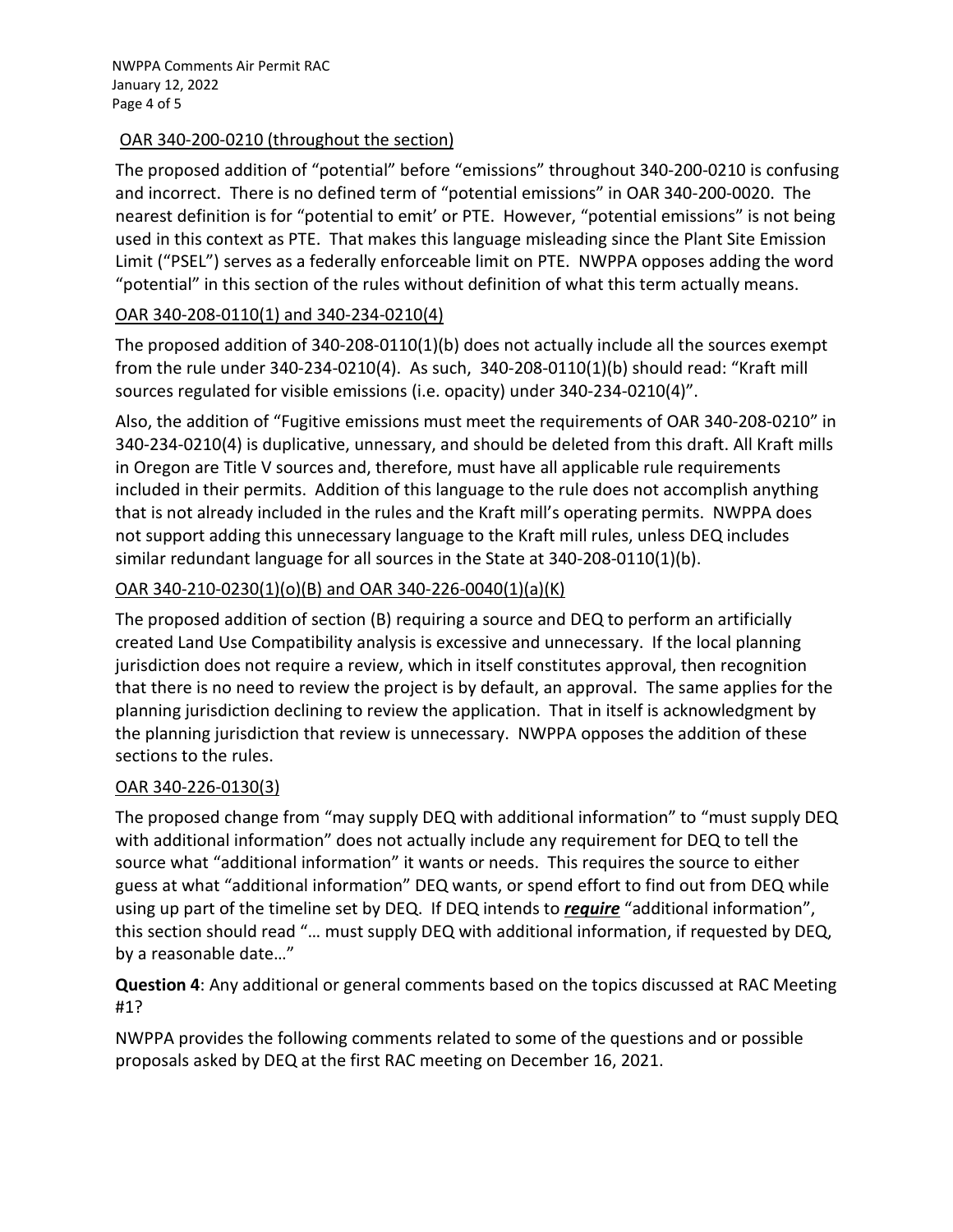OAR 340-200-0210 (throughout the section)

The proposed addition of "potential" before "emissions" throughout 340-200-0210 is confusing and incorrect. There is no defined term of "potential emissions" in OAR 340-200-0020. The nearest definition is for "potential to emit' or PTE. However, "potential emissions" is not being used in this context as PTE. That makes this language misleading since the Plant Site Emission Limit ("PSEL") serves as a federally enforceable limit on PTE. NWPPA opposes adding the word "potential" in this section of the rules without definition of what this term actually means.

OAR 340-208-0110(1) and 340-234-0210(4)

The proposed addition of 340-208-0110(1)(b) does not actually include all the sources exempt from the rule under 340-234-0210(4). As such, 340-208-0110(1)(b) should read: "Kraft mill sources regulated for visible emissions (i.e. opacity) under 340-234-0210(4)".

Also, the addition of "Fugitive emissions must meet the requirements of OAR 340-208-0210" in 340-234-0210(4) is duplicative, unnessary, and should be deleted from this draft. All Kraft mills in Oregon are Title V sources and, therefore, must have all applicable rule requirements included in their permits. Addition of this language to the rule does not accomplish anything that is not already included in the rules and the Kraft mill's operating permits. NWPPA does not support adding this unnecessary language to the Kraft mill rules, unless DEQ includes similar redundant language for all sources in the State at 340-208-0110(1)(b).

OAR 340-210-0230(1)(o)(B) and OAR 340-226-0040(1)(a)(K)

The proposed addition of section (B) requiring a source and DEQ to perform an artificially created Land Use Compatibility analysis is excessive and unnecessary. If the local planning jurisdiction does not require a review, which in itself constitutes approval, then recognition that there is no need to review the project is by default, an approval. The same applies for the planning jurisdiction declining to review the application. That in itself is acknowledgment by the planning jurisdiction that review is unnecessary. NWPPA opposes the addition of these sections to the rules.

OAR 340-226-0130(3)

The proposed change from "may supply DEQ with additional information" to "must supply DEQ with additional information" does not actually include any requirement for DEQ to tell the source what "additional information" it wants or needs. This requires the source to either guess at what "additional information" DEQ wants, or spend effort to find out from DEQ while using up part of the timeline set by DEQ. If DEQ intends to ***require*** "additional information", this section should read "… must supply DEQ with additional information, if requested by DEQ, by a reasonable date…"

**Question 4**: Any additional or general comments based on the topics discussed at RAC Meeting #1?

NWPPA provides the following comments related to some of the questions and or possible proposals asked by DEQ at the first RAC meeting on December 16, 2021.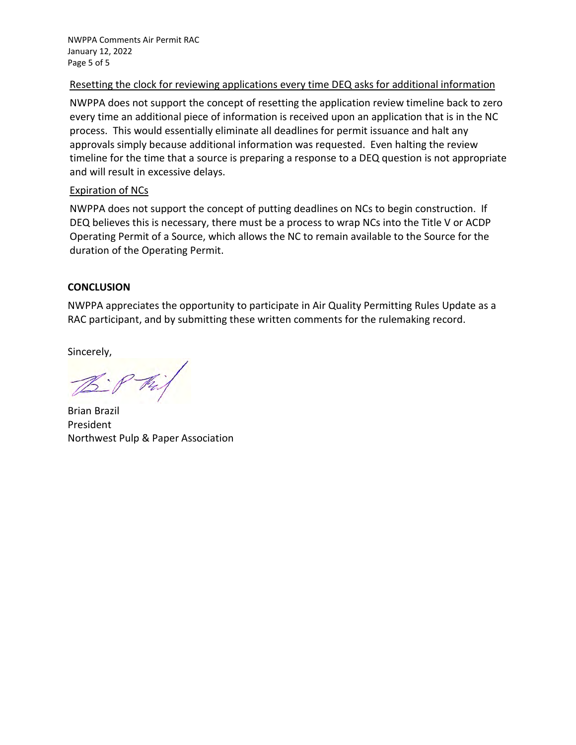Resetting the clock for reviewing applications every time DEQ asks for additional information

NWPPA does not support the concept of resetting the application review timeline back to zero every time an additional piece of information is received upon an application that is in the NC process. This would essentially eliminate all deadlines for permit issuance and halt any approvals simply because additional information was requested. Even halting the review timeline for the time that a source is preparing a response to a DEQ question is not appropriate and will result in excessive delays.

Expiration of NCs

NWPPA does not support the concept of putting deadlines on NCs to begin construction. If DEQ believes this is necessary, there must be a process to wrap NCs into the Title V or ACDP Operating Permit of a Source, which allows the NC to remain available to the Source for the duration of the Operating Permit.

**CONCLUSION**

NWPPA appreciates the opportunity to participate in Air Quality Permitting Rules Update as a RAC participant, and by submitting these written comments for the rulemaking record.

Sincerely,

Brian Brazil
President
Northwest Pulp & Paper Association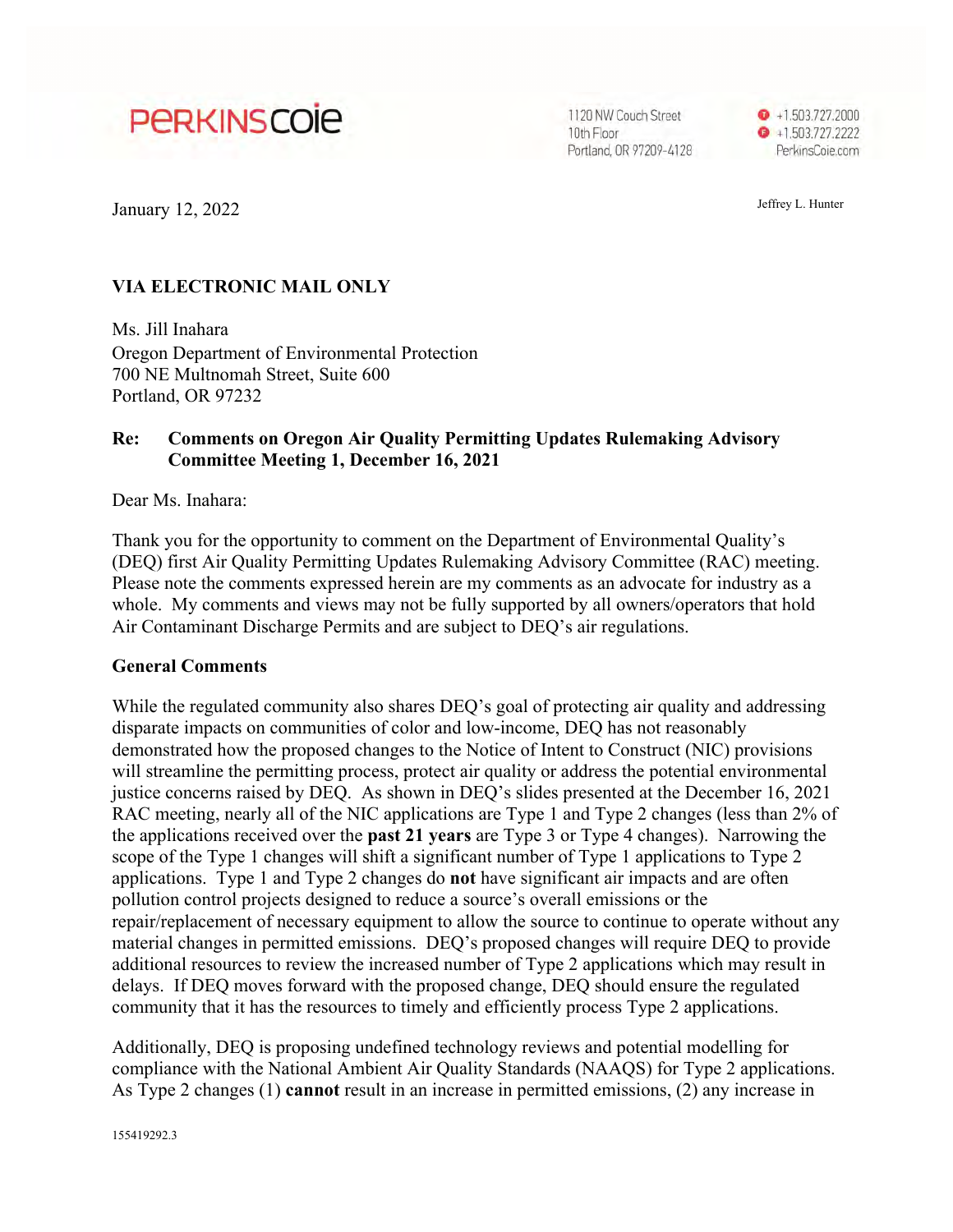PERKINS COIE

1120 NW Couch Street
10th Floor
Portland, OR 97209-4128

+1.503.727.2000
+1.503.727.2222
PerkinsCoie.com

January 12, 2022

Jeffrey L. Hunter

**VIA ELECTRONIC MAIL ONLY**

Ms. Jill Inahara
Oregon Department of Environmental Protection
700 NE Multnomah Street, Suite 600
Portland, OR 97232

**Re: Comments on Oregon Air Quality Permitting Updates Rulemaking Advisory Committee Meeting 1, December 16, 2021**

Dear Ms. Inahara:

Thank you for the opportunity to comment on the Department of Environmental Quality's (DEQ) first Air Quality Permitting Updates Rulemaking Advisory Committee (RAC) meeting. Please note the comments expressed herein are my comments as an advocate for industry as a whole. My comments and views may not be fully supported by all owners/operators that hold Air Contaminant Discharge Permits and are subject to DEQ's air regulations.

**General Comments**

While the regulated community also shares DEQ's goal of protecting air quality and addressing disparate impacts on communities of color and low-income, DEQ has not reasonably demonstrated how the proposed changes to the Notice of Intent to Construct (NIC) provisions will streamline the permitting process, protect air quality or address the potential environmental justice concerns raised by DEQ. As shown in DEQ's slides presented at the December 16, 2021 RAC meeting, nearly all of the NIC applications are Type 1 and Type 2 changes (less than 2% of the applications received over the **past 21 years** are Type 3 or Type 4 changes). Narrowing the scope of the Type 1 changes will shift a significant number of Type 1 applications to Type 2 applications. Type 1 and Type 2 changes do **not** have significant air impacts and are often pollution control projects designed to reduce a source's overall emissions or the repair/replacement of necessary equipment to allow the source to continue to operate without any material changes in permitted emissions. DEQ's proposed changes will require DEQ to provide additional resources to review the increased number of Type 2 applications which may result in delays. If DEQ moves forward with the proposed change, DEQ should ensure the regulated community that it has the resources to timely and efficiently process Type 2 applications.

Additionally, DEQ is proposing undefined technology reviews and potential modelling for compliance with the National Ambient Air Quality Standards (NAAQS) for Type 2 applications. As Type 2 changes (1) **cannot** result in an increase in permitted emissions, (2) any increase in

155419292.3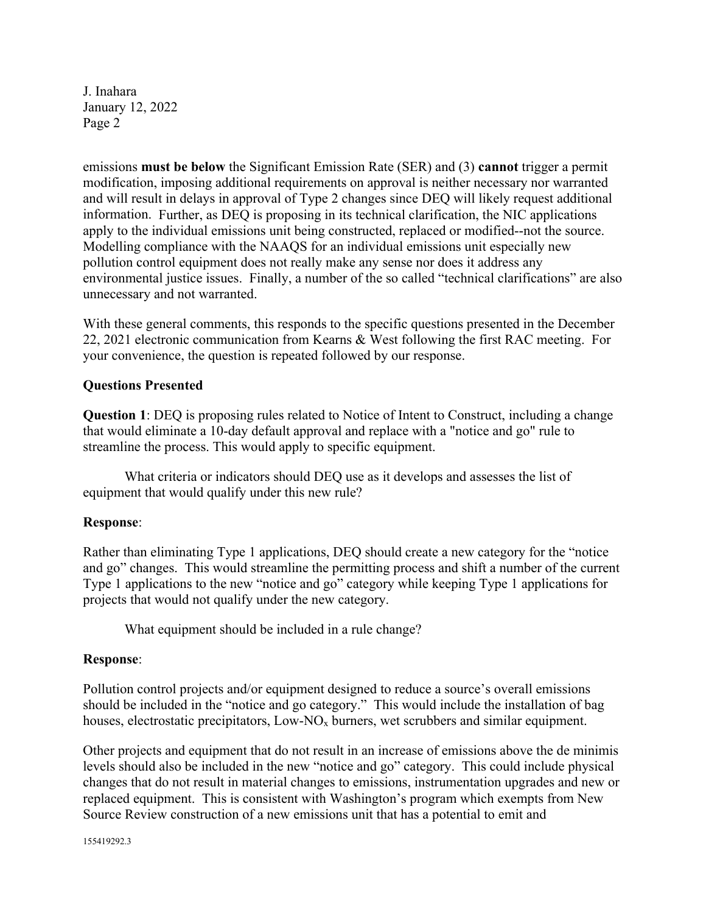emissions **must be below** the Significant Emission Rate (SER) and (3) **cannot** trigger a permit modification, imposing additional requirements on approval is neither necessary nor warranted and will result in delays in approval of Type 2 changes since DEQ will likely request additional information. Further, as DEQ is proposing in its technical clarification, the NIC applications apply to the individual emissions unit being constructed, replaced or modified--not the source. Modelling compliance with the NAAQS for an individual emissions unit especially new pollution control equipment does not really make any sense nor does it address any environmental justice issues. Finally, a number of the so called "technical clarifications" are also unnecessary and not warranted.

With these general comments, this responds to the specific questions presented in the December 22, 2021 electronic communication from Kearns & West following the first RAC meeting. For your convenience, the question is repeated followed by our response.

**Questions Presented**

**Question 1**: DEQ is proposing rules related to Notice of Intent to Construct, including a change that would eliminate a 10-day default approval and replace with a "notice and go" rule to streamline the process. This would apply to specific equipment.

What criteria or indicators should DEQ use as it develops and assesses the list of equipment that would qualify under this new rule?

**Response**:

Rather than eliminating Type 1 applications, DEQ should create a new category for the "notice and go" changes. This would streamline the permitting process and shift a number of the current Type 1 applications to the new "notice and go" category while keeping Type 1 applications for projects that would not qualify under the new category.

What equipment should be included in a rule change?

**Response**:

Pollution control projects and/or equipment designed to reduce a source's overall emissions should be included in the "notice and go category." This would include the installation of bag houses, electrostatic precipitators, Low-$NO_x$ burners, wet scrubbers and similar equipment.

Other projects and equipment that do not result in an increase of emissions above the de minimis levels should also be included in the new "notice and go" category. This could include physical changes that do not result in material changes to emissions, instrumentation upgrades and new or replaced equipment. This is consistent with Washington's program which exempts from New Source Review construction of a new emissions unit that has a potential to emit and

155419292.3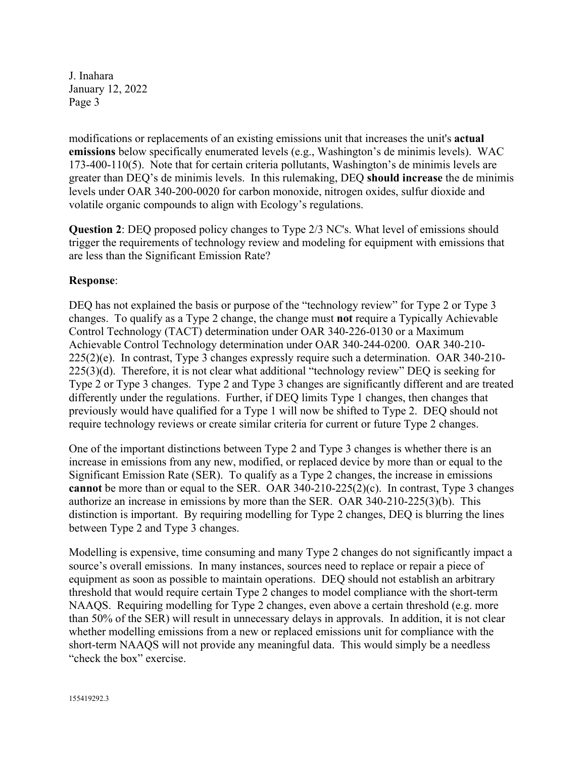modifications or replacements of an existing emissions unit that increases the unit's **actual emissions** below specifically enumerated levels (e.g., Washington's de minimis levels). WAC 173-400-110(5). Note that for certain criteria pollutants, Washington's de minimis levels are greater than DEQ's de minimis levels. In this rulemaking, DEQ **should increase** the de minimis levels under OAR 340-200-0020 for carbon monoxide, nitrogen oxides, sulfur dioxide and volatile organic compounds to align with Ecology's regulations.

**Question 2**: DEQ proposed policy changes to Type 2/3 NC's. What level of emissions should trigger the requirements of technology review and modeling for equipment with emissions that are less than the Significant Emission Rate?

**Response**:

DEQ has not explained the basis or purpose of the "technology review" for Type 2 or Type 3 changes. To qualify as a Type 2 change, the change must **not** require a Typically Achievable Control Technology (TACT) determination under OAR 340-226-0130 or a Maximum Achievable Control Technology determination under OAR 340-244-0200. OAR 340-210-225(2)(e). In contrast, Type 3 changes expressly require such a determination. OAR 340-210-225(3)(d). Therefore, it is not clear what additional "technology review" DEQ is seeking for Type 2 or Type 3 changes. Type 2 and Type 3 changes are significantly different and are treated differently under the regulations. Further, if DEQ limits Type 1 changes, then changes that previously would have qualified for a Type 1 will now be shifted to Type 2. DEQ should not require technology reviews or create similar criteria for current or future Type 2 changes.

One of the important distinctions between Type 2 and Type 3 changes is whether there is an increase in emissions from any new, modified, or replaced device by more than or equal to the Significant Emission Rate (SER). To qualify as a Type 2 changes, the increase in emissions **cannot** be more than or equal to the SER. OAR 340-210-225(2)(c). In contrast, Type 3 changes authorize an increase in emissions by more than the SER. OAR 340-210-225(3)(b). This distinction is important. By requiring modelling for Type 2 changes, DEQ is blurring the lines between Type 2 and Type 3 changes.

Modelling is expensive, time consuming and many Type 2 changes do not significantly impact a source's overall emissions. In many instances, sources need to replace or repair a piece of equipment as soon as possible to maintain operations. DEQ should not establish an arbitrary threshold that would require certain Type 2 changes to model compliance with the short-term NAAQS. Requiring modelling for Type 2 changes, even above a certain threshold (e.g. more than 50% of the SER) will result in unnecessary delays in approvals. In addition, it is not clear whether modelling emissions from a new or replaced emissions unit for compliance with the short-term NAAQS will not provide any meaningful data. This would simply be a needless "check the box" exercise.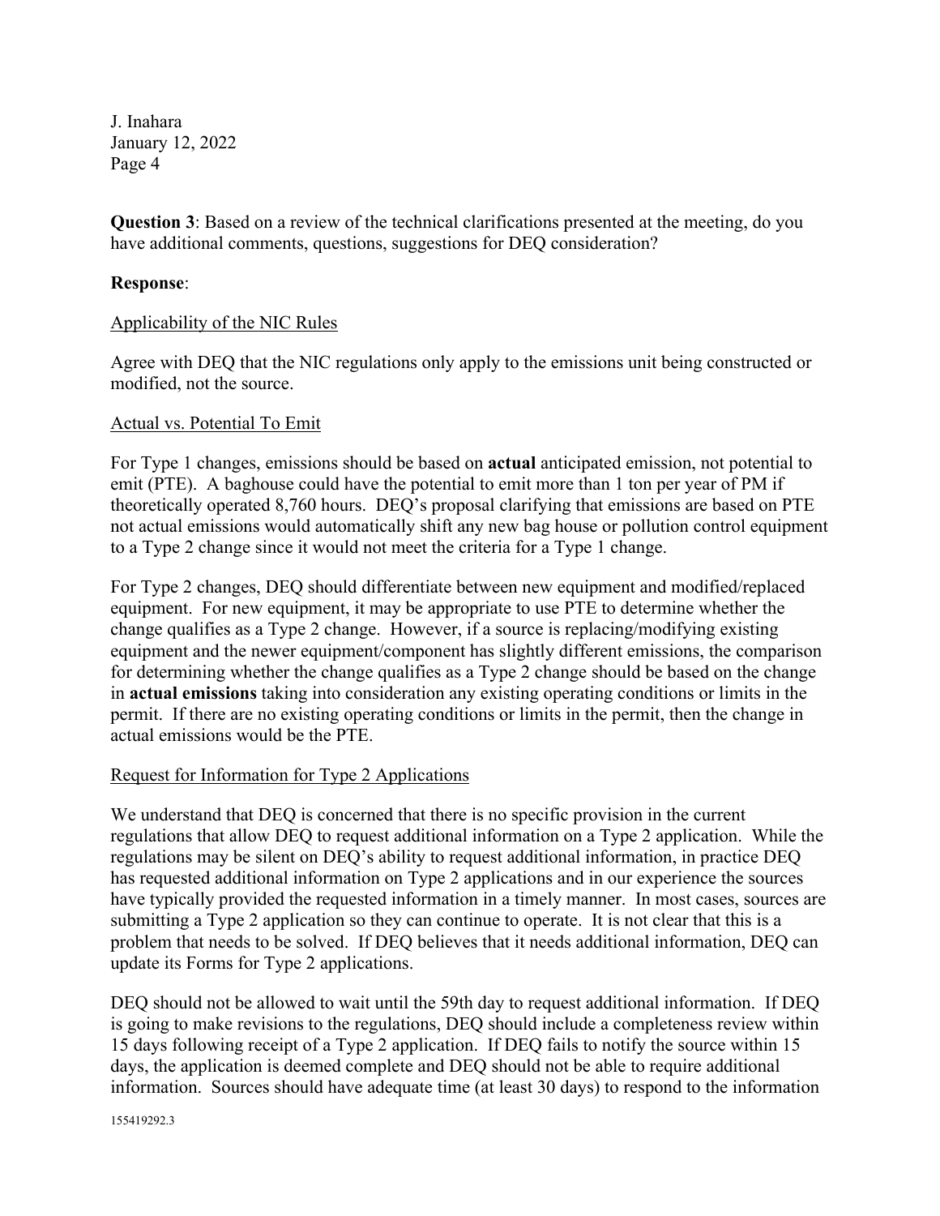**Question 3**: Based on a review of the technical clarifications presented at the meeting, do you have additional comments, questions, suggestions for DEQ consideration?

**Response**:

Applicability of the NIC Rules

Agree with DEQ that the NIC regulations only apply to the emissions unit being constructed or modified, not the source.

Actual vs. Potential To Emit

For Type 1 changes, emissions should be based on **actual** anticipated emission, not potential to emit (PTE). A baghouse could have the potential to emit more than 1 ton per year of PM if theoretically operated 8,760 hours. DEQ's proposal clarifying that emissions are based on PTE not actual emissions would automatically shift any new bag house or pollution control equipment to a Type 2 change since it would not meet the criteria for a Type 1 change.

For Type 2 changes, DEQ should differentiate between new equipment and modified/replaced equipment. For new equipment, it may be appropriate to use PTE to determine whether the change qualifies as a Type 2 change. However, if a source is replacing/modifying existing equipment and the newer equipment/component has slightly different emissions, the comparison for determining whether the change qualifies as a Type 2 change should be based on the change in **actual emissions** taking into consideration any existing operating conditions or limits in the permit. If there are no existing operating conditions or limits in the permit, then the change in actual emissions would be the PTE.

Request for Information for Type 2 Applications

We understand that DEQ is concerned that there is no specific provision in the current regulations that allow DEQ to request additional information on a Type 2 application. While the regulations may be silent on DEQ's ability to request additional information, in practice DEQ has requested additional information on Type 2 applications and in our experience the sources have typically provided the requested information in a timely manner. In most cases, sources are submitting a Type 2 application so they can continue to operate. It is not clear that this is a problem that needs to be solved. If DEQ believes that it needs additional information, DEQ can update its Forms for Type 2 applications.

DEQ should not be allowed to wait until the 59th day to request additional information. If DEQ is going to make revisions to the regulations, DEQ should include a completeness review within 15 days following receipt of a Type 2 application. If DEQ fails to notify the source within 15 days, the application is deemed complete and DEQ should not be able to require additional information. Sources should have adequate time (at least 30 days) to respond to the information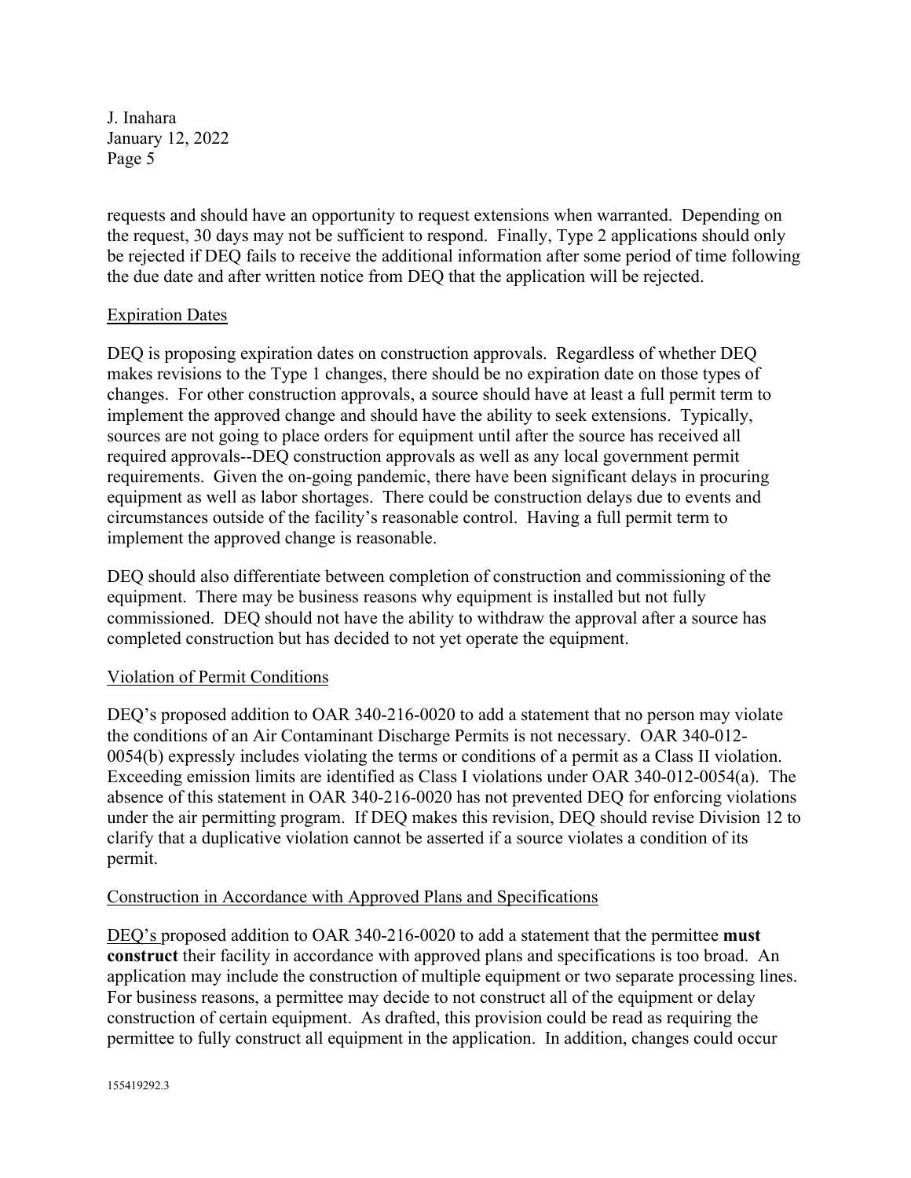requests and should have an opportunity to request extensions when warranted. Depending on the request, 30 days may not be sufficient to respond. Finally, Type 2 applications should only be rejected if DEQ fails to receive the additional information after some period of time following the due date and after written notice from DEQ that the application will be rejected.

## Expiration Dates

DEQ is proposing expiration dates on construction approvals. Regardless of whether DEQ makes revisions to the Type 1 changes, there should be no expiration date on those types of changes. For other construction approvals, a source should have at least a full permit term to implement the approved change and should have the ability to seek extensions. Typically, sources are not going to place orders for equipment until after the source has received all required approvals--DEQ construction approvals as well as any local government permit requirements. Given the on-going pandemic, there have been significant delays in procuring equipment as well as labor shortages. There could be construction delays due to events and circumstances outside of the facility's reasonable control. Having a full permit term to implement the approved change is reasonable.

DEQ should also differentiate between completion of construction and commissioning of the equipment. There may be business reasons why equipment is installed but not fully commissioned. DEQ should not have the ability to withdraw the approval after a source has completed construction but has decided to not yet operate the equipment.

## Violation of Permit Conditions

DEQ's proposed addition to OAR 340-216-0020 to add a statement that no person may violate the conditions of an Air Contaminant Discharge Permits is not necessary. OAR 340-012-0054(b) expressly includes violating the terms or conditions of a permit as a Class II violation. Exceeding emission limits are identified as Class I violations under OAR 340-012-0054(a). The absence of this statement in OAR 340-216-0020 has not prevented DEQ for enforcing violations under the air permitting program. If DEQ makes this revision, DEQ should revise Division 12 to clarify that a duplicative violation cannot be asserted if a source violates a condition of its permit.

## Construction in Accordance with Approved Plans and Specifications

DEQ's proposed addition to OAR 340-216-0020 to add a statement that the permittee **must construct** their facility in accordance with approved plans and specifications is too broad. An application may include the construction of multiple equipment or two separate processing lines. For business reasons, a permittee may decide to not construct all of the equipment or delay construction of certain equipment. As drafted, this provision could be read as requiring the permittee to fully construct all equipment in the application. In addition, changes could occur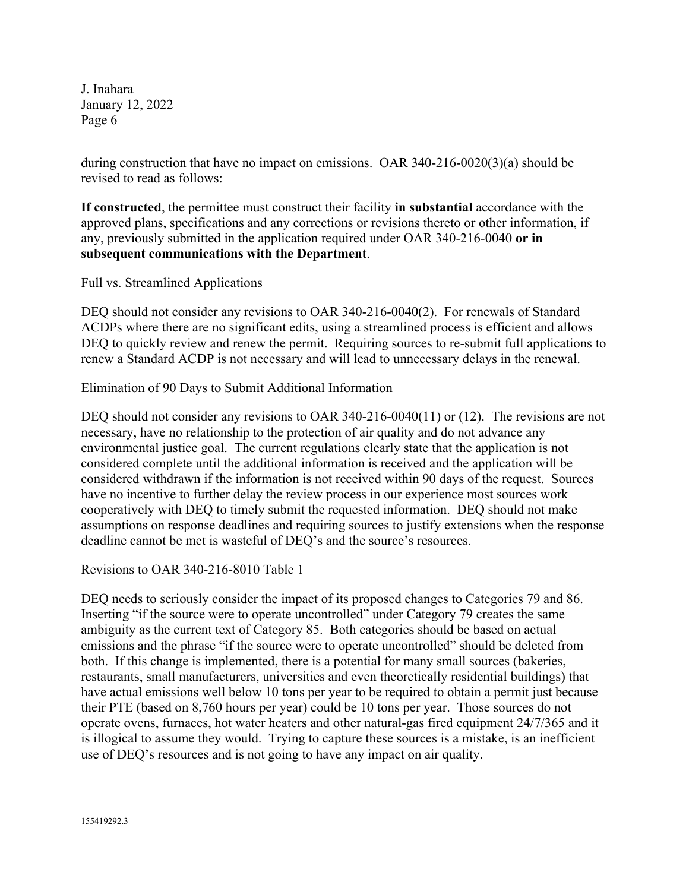during construction that have no impact on emissions. OAR 340-216-0020(3)(a) should be revised to read as follows:

**If constructed**, the permittee must construct their facility **in substantial** accordance with the approved plans, specifications and any corrections or revisions thereto or other information, if any, previously submitted in the application required under OAR 340-216-0040 **or in subsequent communications with the Department**.

Full vs. Streamlined Applications

DEQ should not consider any revisions to OAR 340-216-0040(2). For renewals of Standard ACDPs where there are no significant edits, using a streamlined process is efficient and allows DEQ to quickly review and renew the permit. Requiring sources to re-submit full applications to renew a Standard ACDP is not necessary and will lead to unnecessary delays in the renewal.

Elimination of 90 Days to Submit Additional Information

DEQ should not consider any revisions to OAR 340-216-0040(11) or (12). The revisions are not necessary, have no relationship to the protection of air quality and do not advance any environmental justice goal. The current regulations clearly state that the application is not considered complete until the additional information is received and the application will be considered withdrawn if the information is not received within 90 days of the request. Sources have no incentive to further delay the review process in our experience most sources work cooperatively with DEQ to timely submit the requested information. DEQ should not make assumptions on response deadlines and requiring sources to justify extensions when the response deadline cannot be met is wasteful of DEQ's and the source's resources.

Revisions to OAR 340-216-8010 Table 1

DEQ needs to seriously consider the impact of its proposed changes to Categories 79 and 86. Inserting "if the source were to operate uncontrolled" under Category 79 creates the same ambiguity as the current text of Category 85. Both categories should be based on actual emissions and the phrase "if the source were to operate uncontrolled" should be deleted from both. If this change is implemented, there is a potential for many small sources (bakeries, restaurants, small manufacturers, universities and even theoretically residential buildings) that have actual emissions well below 10 tons per year to be required to obtain a permit just because their PTE (based on 8,760 hours per year) could be 10 tons per year. Those sources do not operate ovens, furnaces, hot water heaters and other natural-gas fired equipment 24/7/365 and it is illogical to assume they would. Trying to capture these sources is a mistake, is an inefficient use of DEQ's resources and is not going to have any impact on air quality.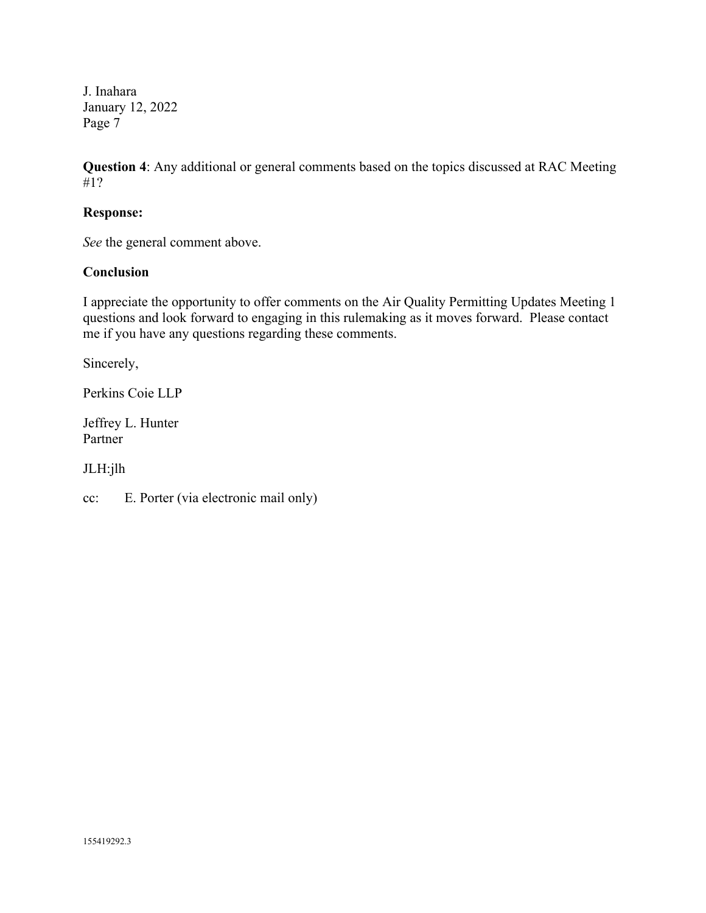**Question 4**: Any additional or general comments based on the topics discussed at RAC Meeting #1?

**Response:**

*See* the general comment above.

**Conclusion**

I appreciate the opportunity to offer comments on the Air Quality Permitting Updates Meeting 1 questions and look forward to engaging in this rulemaking as it moves forward. Please contact me if you have any questions regarding these comments.

Sincerely,

Perkins Coie LLP

Jeffrey L. Hunter
Partner

JLH:jlh

cc: E. Porter (via electronic mail only)

155419292.3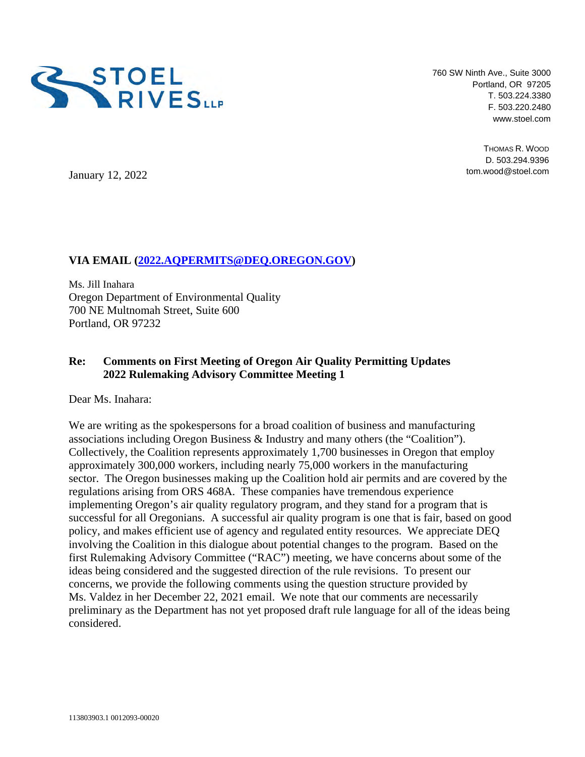**STOEL RIVES LLP**

760 SW Ninth Ave., Suite 3000
Portland, OR 97205
T. 503.224.3380
F. 503.220.2480
www.stoel.com

THOMAS R. WOOD
D. 503.294.9396
tom.wood@stoel.com

January 12, 2022

**VIA EMAIL (2022.AQPERMITS@DEQ.OREGON.GOV)**

Ms. Jill Inahara
Oregon Department of Environmental Quality
700 NE Multnomah Street, Suite 600
Portland, OR 97232

**Re: Comments on First Meeting of Oregon Air Quality Permitting Updates 2022 Rulemaking Advisory Committee Meeting 1**

Dear Ms. Inahara:

We are writing as the spokespersons for a broad coalition of business and manufacturing associations including Oregon Business & Industry and many others (the "Coalition"). Collectively, the Coalition represents approximately 1,700 businesses in Oregon that employ approximately 300,000 workers, including nearly 75,000 workers in the manufacturing sector. The Oregon businesses making up the Coalition hold air permits and are covered by the regulations arising from ORS 468A. These companies have tremendous experience implementing Oregon's air quality regulatory program, and they stand for a program that is successful for all Oregonians. A successful air quality program is one that is fair, based on good policy, and makes efficient use of agency and regulated entity resources. We appreciate DEQ involving the Coalition in this dialogue about potential changes to the program. Based on the first Rulemaking Advisory Committee ("RAC") meeting, we have concerns about some of the ideas being considered and the suggested direction of the rule revisions. To present our concerns, we provide the following comments using the question structure provided by Ms. Valdez in her December 22, 2021 email. We note that our comments are necessarily preliminary as the Department has not yet proposed draft rule language for all of the ideas being considered.

113803903.1 0012093-00020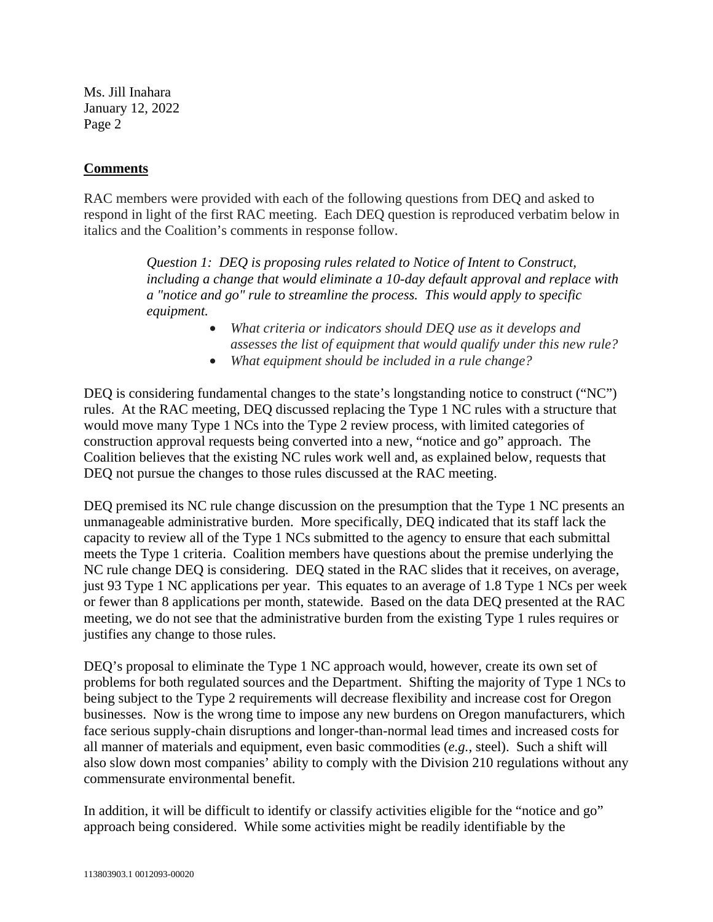**Comments**

RAC members were provided with each of the following questions from DEQ and asked to respond in light of the first RAC meeting. Each DEQ question is reproduced verbatim below in italics and the Coalition's comments in response follow.

> *Question 1: DEQ is proposing rules related to Notice of Intent to Construct, including a change that would eliminate a 10-day default approval and replace with a "notice and go" rule to streamline the process. This would apply to specific equipment.*
>
> - *What criteria or indicators should DEQ use as it develops and assesses the list of equipment that would qualify under this new rule?*
> - *What equipment should be included in a rule change?*

DEQ is considering fundamental changes to the state's longstanding notice to construct ("NC") rules. At the RAC meeting, DEQ discussed replacing the Type 1 NC rules with a structure that would move many Type 1 NCs into the Type 2 review process, with limited categories of construction approval requests being converted into a new, "notice and go" approach. The Coalition believes that the existing NC rules work well and, as explained below, requests that DEQ not pursue the changes to those rules discussed at the RAC meeting.

DEQ premised its NC rule change discussion on the presumption that the Type 1 NC presents an unmanageable administrative burden. More specifically, DEQ indicated that its staff lack the capacity to review all of the Type 1 NCs submitted to the agency to ensure that each submittal meets the Type 1 criteria. Coalition members have questions about the premise underlying the NC rule change DEQ is considering. DEQ stated in the RAC slides that it receives, on average, just 93 Type 1 NC applications per year. This equates to an average of 1.8 Type 1 NCs per week or fewer than 8 applications per month, statewide. Based on the data DEQ presented at the RAC meeting, we do not see that the administrative burden from the existing Type 1 rules requires or justifies any change to those rules.

DEQ's proposal to eliminate the Type 1 NC approach would, however, create its own set of problems for both regulated sources and the Department. Shifting the majority of Type 1 NCs to being subject to the Type 2 requirements will decrease flexibility and increase cost for Oregon businesses. Now is the wrong time to impose any new burdens on Oregon manufacturers, which face serious supply-chain disruptions and longer-than-normal lead times and increased costs for all manner of materials and equipment, even basic commodities (*e.g.*, steel). Such a shift will also slow down most companies' ability to comply with the Division 210 regulations without any commensurate environmental benefit.

In addition, it will be difficult to identify or classify activities eligible for the "notice and go" approach being considered. While some activities might be readily identifiable by the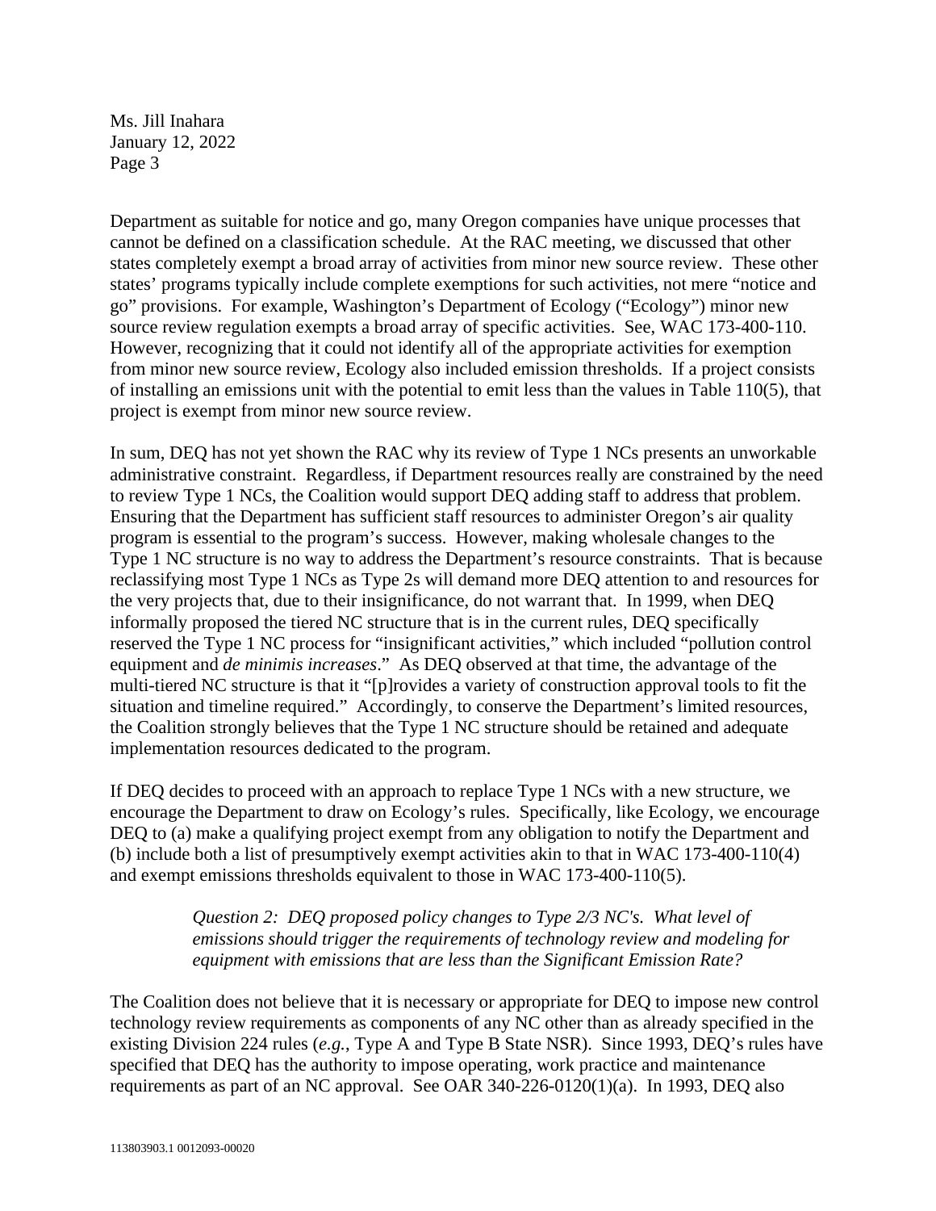Department as suitable for notice and go, many Oregon companies have unique processes that cannot be defined on a classification schedule. At the RAC meeting, we discussed that other states completely exempt a broad array of activities from minor new source review. These other states' programs typically include complete exemptions for such activities, not mere "notice and go" provisions. For example, Washington's Department of Ecology ("Ecology") minor new source review regulation exempts a broad array of specific activities. See, WAC 173-400-110. However, recognizing that it could not identify all of the appropriate activities for exemption from minor new source review, Ecology also included emission thresholds. If a project consists of installing an emissions unit with the potential to emit less than the values in Table 110(5), that project is exempt from minor new source review.

In sum, DEQ has not yet shown the RAC why its review of Type 1 NCs presents an unworkable administrative constraint. Regardless, if Department resources really are constrained by the need to review Type 1 NCs, the Coalition would support DEQ adding staff to address that problem. Ensuring that the Department has sufficient staff resources to administer Oregon's air quality program is essential to the program's success. However, making wholesale changes to the Type 1 NC structure is no way to address the Department's resource constraints. That is because reclassifying most Type 1 NCs as Type 2s will demand more DEQ attention to and resources for the very projects that, due to their insignificance, do not warrant that. In 1999, when DEQ informally proposed the tiered NC structure that is in the current rules, DEQ specifically reserved the Type 1 NC process for "insignificant activities," which included "pollution control equipment and *de minimis increases*." As DEQ observed at that time, the advantage of the multi-tiered NC structure is that it "[p]rovides a variety of construction approval tools to fit the situation and timeline required." Accordingly, to conserve the Department's limited resources, the Coalition strongly believes that the Type 1 NC structure should be retained and adequate implementation resources dedicated to the program.

If DEQ decides to proceed with an approach to replace Type 1 NCs with a new structure, we encourage the Department to draw on Ecology's rules. Specifically, like Ecology, we encourage DEQ to (a) make a qualifying project exempt from any obligation to notify the Department and (b) include both a list of presumptively exempt activities akin to that in WAC 173-400-110(4) and exempt emissions thresholds equivalent to those in WAC 173-400-110(5).

> *Question 2: DEQ proposed policy changes to Type 2/3 NC's. What level of emissions should trigger the requirements of technology review and modeling for equipment with emissions that are less than the Significant Emission Rate?*

The Coalition does not believe that it is necessary or appropriate for DEQ to impose new control technology review requirements as components of any NC other than as already specified in the existing Division 224 rules (*e.g.*, Type A and Type B State NSR). Since 1993, DEQ's rules have specified that DEQ has the authority to impose operating, work practice and maintenance requirements as part of an NC approval. See OAR 340-226-0120(1)(a). In 1993, DEQ also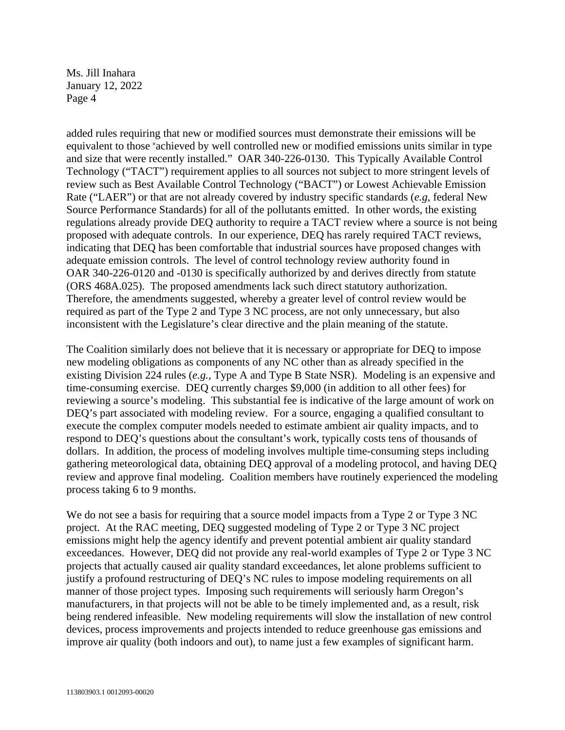added rules requiring that new or modified sources must demonstrate their emissions will be equivalent to those "achieved by well controlled new or modified emissions units similar in type and size that were recently installed." OAR 340-226-0130. This Typically Available Control Technology ("TACT") requirement applies to all sources not subject to more stringent levels of review such as Best Available Control Technology ("BACT") or Lowest Achievable Emission Rate ("LAER") or that are not already covered by industry specific standards (*e.g*, federal New Source Performance Standards) for all of the pollutants emitted. In other words, the existing regulations already provide DEQ authority to require a TACT review where a source is not being proposed with adequate controls. In our experience, DEQ has rarely required TACT reviews, indicating that DEQ has been comfortable that industrial sources have proposed changes with adequate emission controls. The level of control technology review authority found in OAR 340-226-0120 and -0130 is specifically authorized by and derives directly from statute (ORS 468A.025). The proposed amendments lack such direct statutory authorization. Therefore, the amendments suggested, whereby a greater level of control review would be required as part of the Type 2 and Type 3 NC process, are not only unnecessary, but also inconsistent with the Legislature's clear directive and the plain meaning of the statute.

The Coalition similarly does not believe that it is necessary or appropriate for DEQ to impose new modeling obligations as components of any NC other than as already specified in the existing Division 224 rules (*e.g.*, Type A and Type B State NSR). Modeling is an expensive and time-consuming exercise. DEQ currently charges $9,000 (in addition to all other fees) for reviewing a source's modeling. This substantial fee is indicative of the large amount of work on DEQ's part associated with modeling review. For a source, engaging a qualified consultant to execute the complex computer models needed to estimate ambient air quality impacts, and to respond to DEQ's questions about the consultant's work, typically costs tens of thousands of dollars. In addition, the process of modeling involves multiple time-consuming steps including gathering meteorological data, obtaining DEQ approval of a modeling protocol, and having DEQ review and approve final modeling. Coalition members have routinely experienced the modeling process taking 6 to 9 months.

We do not see a basis for requiring that a source model impacts from a Type 2 or Type 3 NC project. At the RAC meeting, DEQ suggested modeling of Type 2 or Type 3 NC project emissions might help the agency identify and prevent potential ambient air quality standard exceedances. However, DEQ did not provide any real-world examples of Type 2 or Type 3 NC projects that actually caused air quality standard exceedances, let alone problems sufficient to justify a profound restructuring of DEQ's NC rules to impose modeling requirements on all manner of those project types. Imposing such requirements will seriously harm Oregon's manufacturers, in that projects will not be able to be timely implemented and, as a result, risk being rendered infeasible. New modeling requirements will slow the installation of new control devices, process improvements and projects intended to reduce greenhouse gas emissions and improve air quality (both indoors and out), to name just a few examples of significant harm.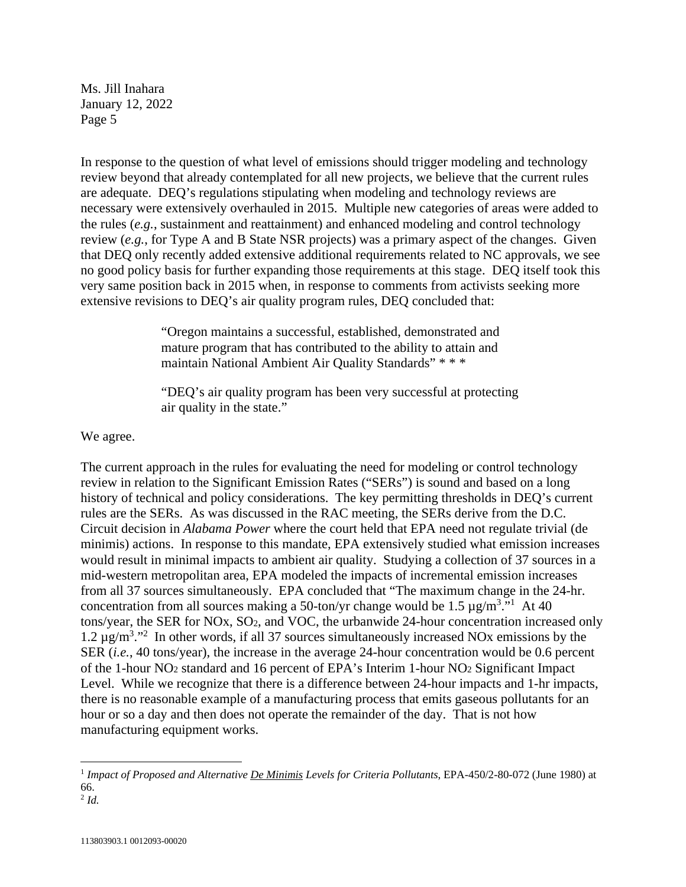In response to the question of what level of emissions should trigger modeling and technology review beyond that already contemplated for all new projects, we believe that the current rules are adequate. DEQ's regulations stipulating when modeling and technology reviews are necessary were extensively overhauled in 2015. Multiple new categories of areas were added to the rules (*e.g.*, sustainment and reattainment) and enhanced modeling and control technology review (*e.g.*, for Type A and B State NSR projects) was a primary aspect of the changes. Given that DEQ only recently added extensive additional requirements related to NC approvals, we see no good policy basis for further expanding those requirements at this stage. DEQ itself took this very same position back in 2015 when, in response to comments from activists seeking more extensive revisions to DEQ's air quality program rules, DEQ concluded that:

> "Oregon maintains a successful, established, demonstrated and mature program that has contributed to the ability to attain and maintain National Ambient Air Quality Standards" * * *
>
> "DEQ's air quality program has been very successful at protecting air quality in the state."

We agree.

The current approach in the rules for evaluating the need for modeling or control technology review in relation to the Significant Emission Rates ("SERs") is sound and based on a long history of technical and policy considerations. The key permitting thresholds in DEQ's current rules are the SERs. As was discussed in the RAC meeting, the SERs derive from the D.C. Circuit decision in *Alabama Power* where the court held that EPA need not regulate trivial (de minimis) actions. In response to this mandate, EPA extensively studied what emission increases would result in minimal impacts to ambient air quality. Studying a collection of 37 sources in a mid-western metropolitan area, EPA modeled the impacts of incremental emission increases from all 37 sources simultaneously. EPA concluded that "The maximum change in the 24-hr. concentration from all sources making a 50-ton/yr change would be 1.5 µg/m$^3$."[1] At 40 tons/year, the SER for NOx, $SO_2$, and VOC, the urbanwide 24-hour concentration increased only 1.2 µg/m$^3$."[2] In other words, if all 37 sources simultaneously increased NOx emissions by the SER (*i.e.*, 40 tons/year), the increase in the average 24-hour concentration would be 0.6 percent of the 1-hour $NO_2$ standard and 16 percent of EPA's Interim 1-hour $NO_2$ Significant Impact Level. While we recognize that there is a difference between 24-hour impacts and 1-hr impacts, there is no reasonable example of a manufacturing process that emits gaseous pollutants for an hour or so a day and then does not operate the remainder of the day. That is not how manufacturing equipment works.

---

[1] *Impact of Proposed and Alternative De Minimis Levels for Criteria Pollutants*, EPA-450/2-80-072 (June 1980) at 66.

[2] *Id.*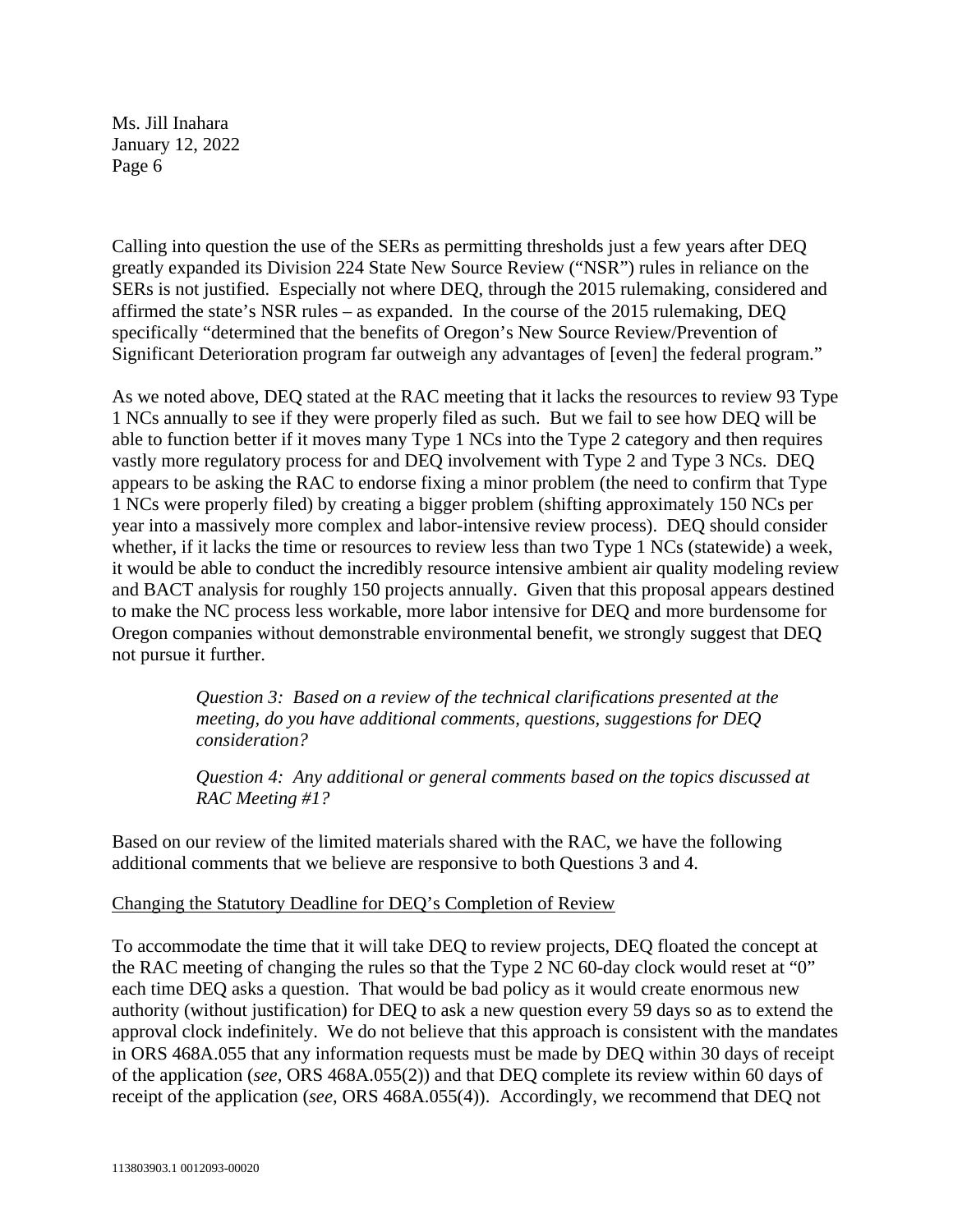Ms. Jill Inahara
January 12, 2022
Page 6

Calling into question the use of the SERs as permitting thresholds just a few years after DEQ greatly expanded its Division 224 State New Source Review ("NSR") rules in reliance on the SERs is not justified. Especially not where DEQ, through the 2015 rulemaking, considered and affirmed the state's NSR rules – as expanded. In the course of the 2015 rulemaking, DEQ specifically "determined that the benefits of Oregon's New Source Review/Prevention of Significant Deterioration program far outweigh any advantages of [even] the federal program."

As we noted above, DEQ stated at the RAC meeting that it lacks the resources to review 93 Type 1 NCs annually to see if they were properly filed as such. But we fail to see how DEQ will be able to function better if it moves many Type 1 NCs into the Type 2 category and then requires vastly more regulatory process for and DEQ involvement with Type 2 and Type 3 NCs. DEQ appears to be asking the RAC to endorse fixing a minor problem (the need to confirm that Type 1 NCs were properly filed) by creating a bigger problem (shifting approximately 150 NCs per year into a massively more complex and labor-intensive review process). DEQ should consider whether, if it lacks the time or resources to review less than two Type 1 NCs (statewide) a week, it would be able to conduct the incredibly resource intensive ambient air quality modeling review and BACT analysis for roughly 150 projects annually. Given that this proposal appears destined to make the NC process less workable, more labor intensive for DEQ and more burdensome for Oregon companies without demonstrable environmental benefit, we strongly suggest that DEQ not pursue it further.

> *Question 3: Based on a review of the technical clarifications presented at the meeting, do you have additional comments, questions, suggestions for DEQ consideration?*
>
> *Question 4: Any additional or general comments based on the topics discussed at RAC Meeting #1?*

Based on our review of the limited materials shared with the RAC, we have the following additional comments that we believe are responsive to both Questions 3 and 4.

<u>Changing the Statutory Deadline for DEQ's Completion of Review</u>

To accommodate the time that it will take DEQ to review projects, DEQ floated the concept at the RAC meeting of changing the rules so that the Type 2 NC 60-day clock would reset at "0" each time DEQ asks a question. That would be bad policy as it would create enormous new authority (without justification) for DEQ to ask a new question every 59 days so as to extend the approval clock indefinitely. We do not believe that this approach is consistent with the mandates in ORS 468A.055 that any information requests must be made by DEQ within 30 days of receipt of the application (*see*, ORS 468A.055(2)) and that DEQ complete its review within 60 days of receipt of the application (*see*, ORS 468A.055(4)). Accordingly, we recommend that DEQ not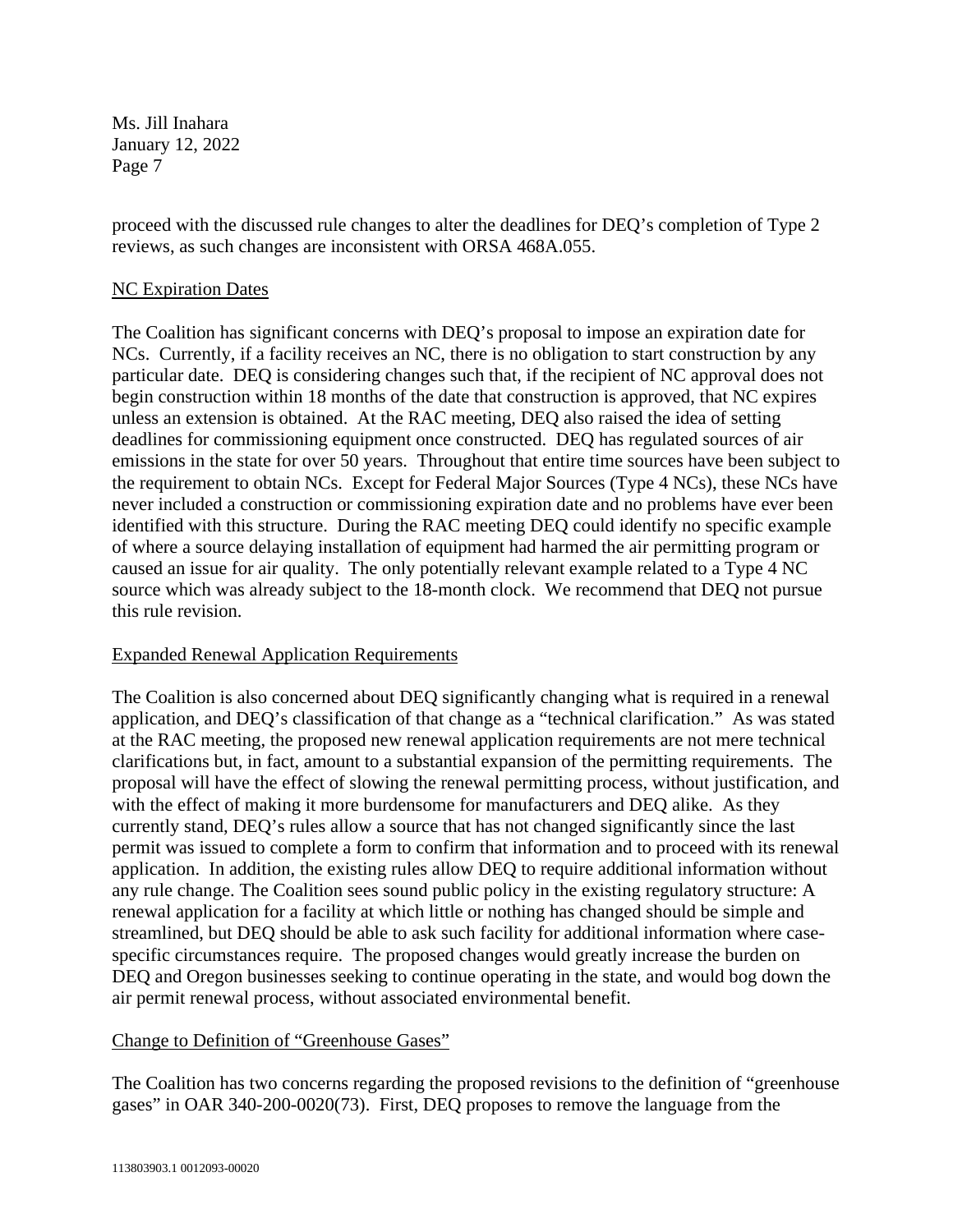proceed with the discussed rule changes to alter the deadlines for DEQ's completion of Type 2 reviews, as such changes are inconsistent with ORSA 468A.055.

NC Expiration Dates

The Coalition has significant concerns with DEQ's proposal to impose an expiration date for NCs. Currently, if a facility receives an NC, there is no obligation to start construction by any particular date. DEQ is considering changes such that, if the recipient of NC approval does not begin construction within 18 months of the date that construction is approved, that NC expires unless an extension is obtained. At the RAC meeting, DEQ also raised the idea of setting deadlines for commissioning equipment once constructed. DEQ has regulated sources of air emissions in the state for over 50 years. Throughout that entire time sources have been subject to the requirement to obtain NCs. Except for Federal Major Sources (Type 4 NCs), these NCs have never included a construction or commissioning expiration date and no problems have ever been identified with this structure. During the RAC meeting DEQ could identify no specific example of where a source delaying installation of equipment had harmed the air permitting program or caused an issue for air quality. The only potentially relevant example related to a Type 4 NC source which was already subject to the 18-month clock. We recommend that DEQ not pursue this rule revision.

Expanded Renewal Application Requirements

The Coalition is also concerned about DEQ significantly changing what is required in a renewal application, and DEQ's classification of that change as a "technical clarification." As was stated at the RAC meeting, the proposed new renewal application requirements are not mere technical clarifications but, in fact, amount to a substantial expansion of the permitting requirements. The proposal will have the effect of slowing the renewal permitting process, without justification, and with the effect of making it more burdensome for manufacturers and DEQ alike. As they currently stand, DEQ's rules allow a source that has not changed significantly since the last permit was issued to complete a form to confirm that information and to proceed with its renewal application. In addition, the existing rules allow DEQ to require additional information without any rule change. The Coalition sees sound public policy in the existing regulatory structure: A renewal application for a facility at which little or nothing has changed should be simple and streamlined, but DEQ should be able to ask such facility for additional information where case-specific circumstances require. The proposed changes would greatly increase the burden on DEQ and Oregon businesses seeking to continue operating in the state, and would bog down the air permit renewal process, without associated environmental benefit.

Change to Definition of "Greenhouse Gases"

The Coalition has two concerns regarding the proposed revisions to the definition of "greenhouse gases" in OAR 340-200-0020(73). First, DEQ proposes to remove the language from the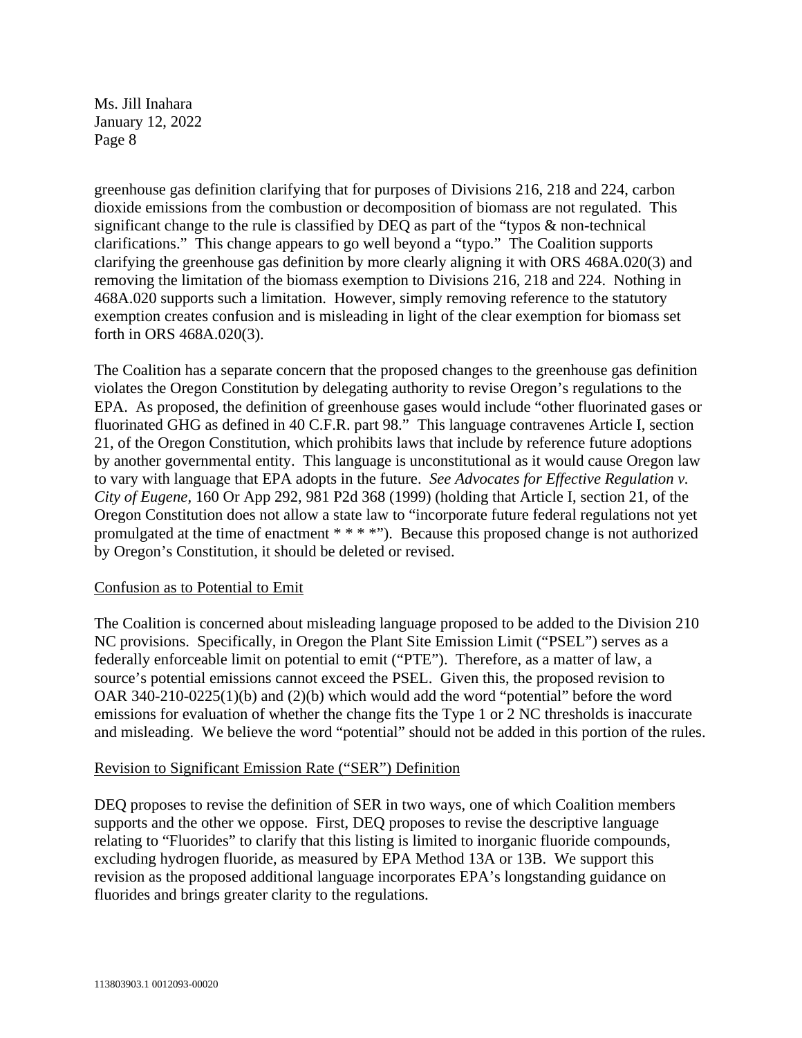greenhouse gas definition clarifying that for purposes of Divisions 216, 218 and 224, carbon dioxide emissions from the combustion or decomposition of biomass are not regulated. This significant change to the rule is classified by DEQ as part of the "typos & non-technical clarifications." This change appears to go well beyond a "typo." The Coalition supports clarifying the greenhouse gas definition by more clearly aligning it with ORS 468A.020(3) and removing the limitation of the biomass exemption to Divisions 216, 218 and 224. Nothing in 468A.020 supports such a limitation. However, simply removing reference to the statutory exemption creates confusion and is misleading in light of the clear exemption for biomass set forth in ORS 468A.020(3).

The Coalition has a separate concern that the proposed changes to the greenhouse gas definition violates the Oregon Constitution by delegating authority to revise Oregon's regulations to the EPA. As proposed, the definition of greenhouse gases would include "other fluorinated gases or fluorinated GHG as defined in 40 C.F.R. part 98." This language contravenes Article I, section 21, of the Oregon Constitution, which prohibits laws that include by reference future adoptions by another governmental entity. This language is unconstitutional as it would cause Oregon law to vary with language that EPA adopts in the future. *See Advocates for Effective Regulation v. City of Eugene*, 160 Or App 292, 981 P2d 368 (1999) (holding that Article I, section 21, of the Oregon Constitution does not allow a state law to "incorporate future federal regulations not yet promulgated at the time of enactment * * * *"). Because this proposed change is not authorized by Oregon's Constitution, it should be deleted or revised.

<u>Confusion as to Potential to Emit</u>

The Coalition is concerned about misleading language proposed to be added to the Division 210 NC provisions. Specifically, in Oregon the Plant Site Emission Limit ("PSEL") serves as a federally enforceable limit on potential to emit ("PTE"). Therefore, as a matter of law, a source's potential emissions cannot exceed the PSEL. Given this, the proposed revision to OAR 340-210-0225(1)(b) and (2)(b) which would add the word "potential" before the word emissions for evaluation of whether the change fits the Type 1 or 2 NC thresholds is inaccurate and misleading. We believe the word "potential" should not be added in this portion of the rules.

<u>Revision to Significant Emission Rate ("SER") Definition</u>

DEQ proposes to revise the definition of SER in two ways, one of which Coalition members supports and the other we oppose. First, DEQ proposes to revise the descriptive language relating to "Fluorides" to clarify that this listing is limited to inorganic fluoride compounds, excluding hydrogen fluoride, as measured by EPA Method 13A or 13B. We support this revision as the proposed additional language incorporates EPA's longstanding guidance on fluorides and brings greater clarity to the regulations.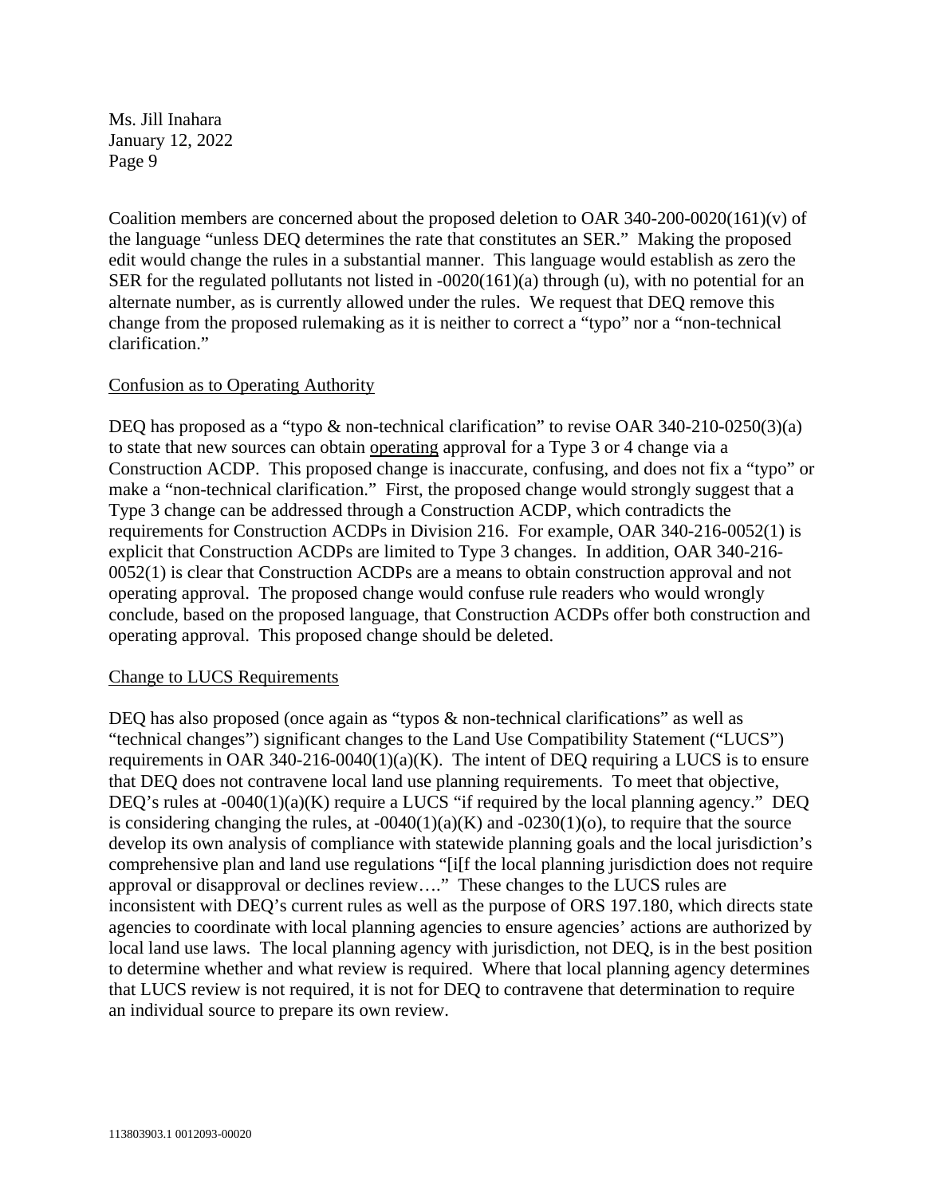Coalition members are concerned about the proposed deletion to OAR 340-200-0020(161)(v) of the language "unless DEQ determines the rate that constitutes an SER." Making the proposed edit would change the rules in a substantial manner. This language would establish as zero the SER for the regulated pollutants not listed in -0020(161)(a) through (u), with no potential for an alternate number, as is currently allowed under the rules. We request that DEQ remove this change from the proposed rulemaking as it is neither to correct a "typo" nor a "non-technical clarification."

Confusion as to Operating Authority

DEQ has proposed as a "typo & non-technical clarification" to revise OAR 340-210-0250(3)(a) to state that new sources can obtain operating approval for a Type 3 or 4 change via a Construction ACDP. This proposed change is inaccurate, confusing, and does not fix a "typo" or make a "non-technical clarification." First, the proposed change would strongly suggest that a Type 3 change can be addressed through a Construction ACDP, which contradicts the requirements for Construction ACDPs in Division 216. For example, OAR 340-216-0052(1) is explicit that Construction ACDPs are limited to Type 3 changes. In addition, OAR 340-216-0052(1) is clear that Construction ACDPs are a means to obtain construction approval and not operating approval. The proposed change would confuse rule readers who would wrongly conclude, based on the proposed language, that Construction ACDPs offer both construction and operating approval. This proposed change should be deleted.

Change to LUCS Requirements

DEQ has also proposed (once again as "typos & non-technical clarifications" as well as "technical changes") significant changes to the Land Use Compatibility Statement ("LUCS") requirements in OAR 340-216-0040(1)(a)(K). The intent of DEQ requiring a LUCS is to ensure that DEQ does not contravene local land use planning requirements. To meet that objective, DEQ's rules at -0040(1)(a)(K) require a LUCS "if required by the local planning agency." DEQ is considering changing the rules, at -0040(1)(a)(K) and -0230(1)(o), to require that the source develop its own analysis of compliance with statewide planning goals and the local jurisdiction's comprehensive plan and land use regulations "[i[f the local planning jurisdiction does not require approval or disapproval or declines review…." These changes to the LUCS rules are inconsistent with DEQ's current rules as well as the purpose of ORS 197.180, which directs state agencies to coordinate with local planning agencies to ensure agencies' actions are authorized by local land use laws. The local planning agency with jurisdiction, not DEQ, is in the best position to determine whether and what review is required. Where that local planning agency determines that LUCS review is not required, it is not for DEQ to contravene that determination to require an individual source to prepare its own review.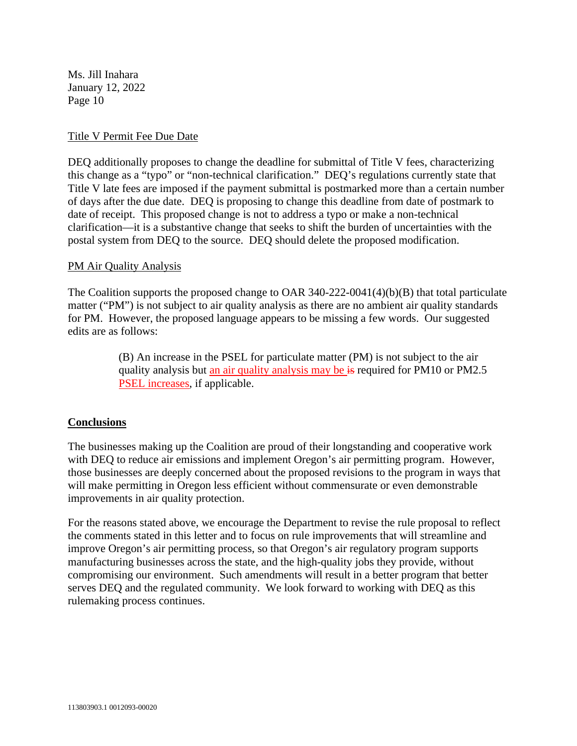Ms. Jill Inahara
January 12, 2022

Title V Permit Fee Due Date

DEQ additionally proposes to change the deadline for submittal of Title V fees, characterizing this change as a "typo" or "non-technical clarification." DEQ's regulations currently state that Title V late fees are imposed if the payment submittal is postmarked more than a certain number of days after the due date. DEQ is proposing to change this deadline from date of postmark to date of receipt. This proposed change is not to address a typo or make a non-technical clarification—it is a substantive change that seeks to shift the burden of uncertainties with the postal system from DEQ to the source. DEQ should delete the proposed modification.

PM Air Quality Analysis

The Coalition supports the proposed change to OAR 340-222-0041(4)(b)(B) that total particulate matter ("PM") is not subject to air quality analysis as there are no ambient air quality standards for PM. However, the proposed language appears to be missing a few words. Our suggested edits are as follows:

> (B) An increase in the PSEL for particulate matter (PM) is not subject to the air quality analysis but <u>an air quality analysis may be</u> ~~is~~ required for PM10 or PM2.5 <u>PSEL increases</u>, if applicable.

**Conclusions**

The businesses making up the Coalition are proud of their longstanding and cooperative work with DEQ to reduce air emissions and implement Oregon's air permitting program. However, those businesses are deeply concerned about the proposed revisions to the program in ways that will make permitting in Oregon less efficient without commensurate or even demonstrable improvements in air quality protection.

For the reasons stated above, we encourage the Department to revise the rule proposal to reflect the comments stated in this letter and to focus on rule improvements that will streamline and improve Oregon's air permitting process, so that Oregon's air regulatory program supports manufacturing businesses across the state, and the high-quality jobs they provide, without compromising our environment. Such amendments will result in a better program that better serves DEQ and the regulated community. We look forward to working with DEQ as this rulemaking process continues.

113803903.1 0012093-00020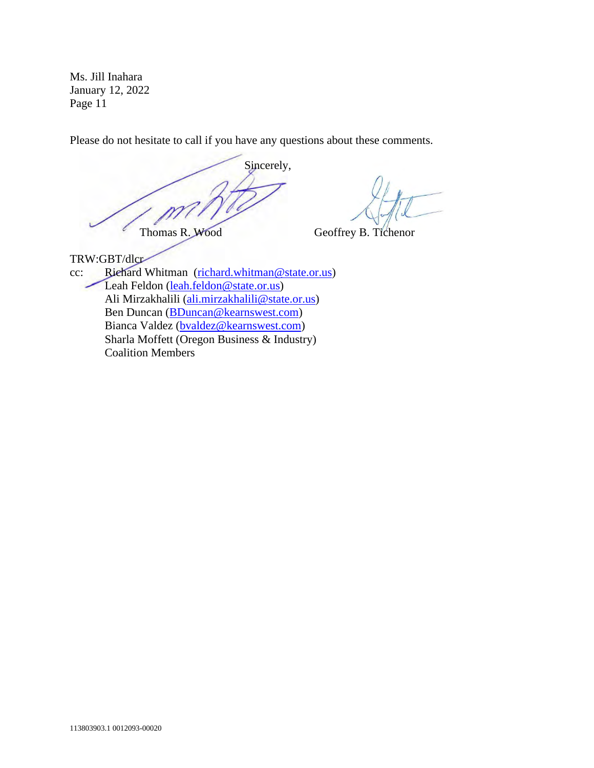Ms. Jill Inahara
January 12, 2022

Please do not hesitate to call if you have any questions about these comments.

Sincerely,

Thomas R. Wood    Geoffrey B. Tichenor

TRW:GBT/dlcr

cc: Richard Whitman (richard.whitman@state.or.us)
Leah Feldon (leah.feldon@state.or.us)
Ali Mirzakhalili (ali.mirzakhalili@state.or.us)
Ben Duncan (BDuncan@kearnswest.com)
Bianca Valdez (bvaldez@kearnswest.com)
Sharla Moffett (Oregon Business & Industry)
Coalition Members

113803903.1 0012093-00020